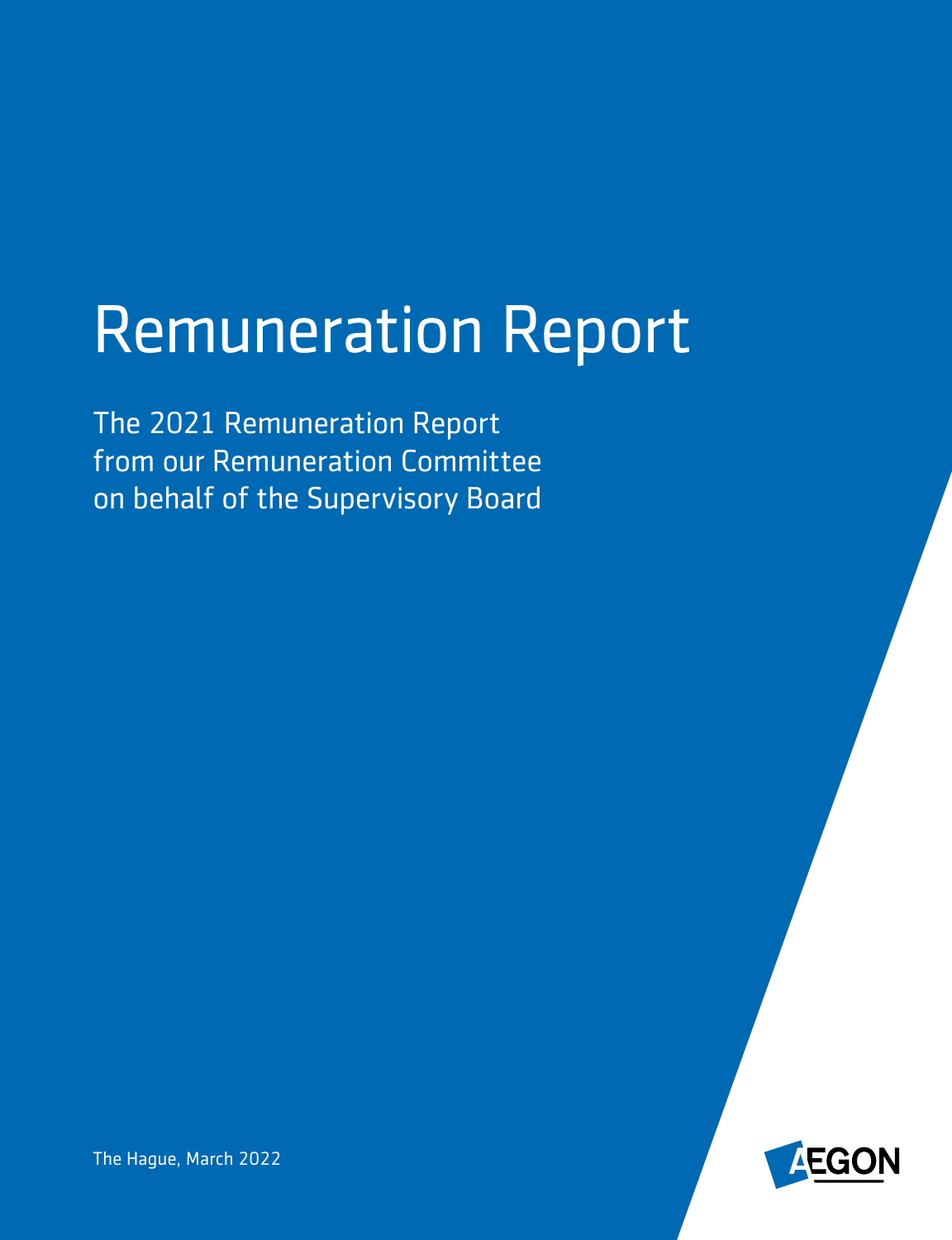# Remuneration Report

The 2021 Remuneration Report from our Remuneration Committee on behalf of the Supervisory Board

The Hague, March 2022

AEGON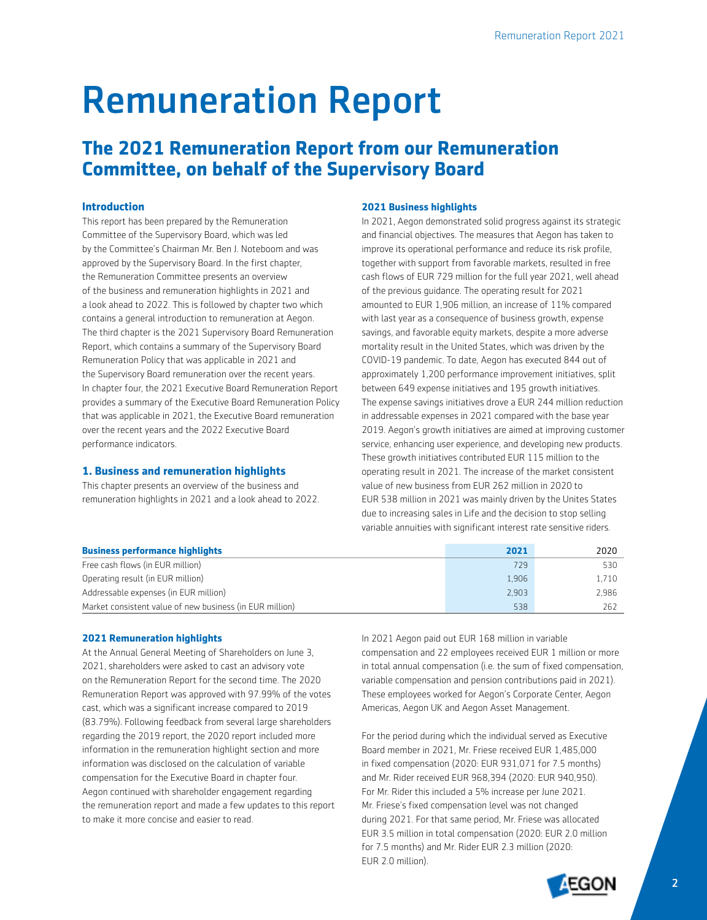# Remuneration Report

## The 2021 Remuneration Report from our Remuneration Committee, on behalf of the Supervisory Board

### Introduction

This report has been prepared by the Remuneration Committee of the Supervisory Board, which was led by the Committee's Chairman Mr. Ben J. Noteboom and was approved by the Supervisory Board. In the first chapter, the Remuneration Committee presents an overview of the business and remuneration highlights in 2021 and a look ahead to 2022. This is followed by chapter two which contains a general introduction to remuneration at Aegon. The third chapter is the 2021 Supervisory Board Remuneration Report, which contains a summary of the Supervisory Board Remuneration Policy that was applicable in 2021 and the Supervisory Board remuneration over the recent years. In chapter four, the 2021 Executive Board Remuneration Report provides a summary of the Executive Board Remuneration Policy that was applicable in 2021, the Executive Board remuneration over the recent years and the 2022 Executive Board performance indicators.

### 1. Business and remuneration highlights

This chapter presents an overview of the business and remuneration highlights in 2021 and a look ahead to 2022.

#### 2021 Business highlights

In 2021, Aegon demonstrated solid progress against its strategic and financial objectives. The measures that Aegon has taken to improve its operational performance and reduce its risk profile, together with support from favorable markets, resulted in free cash flows of EUR 729 million for the full year 2021, well ahead of the previous guidance. The operating result for 2021 amounted to EUR 1,906 million, an increase of 11% compared with last year as a consequence of business growth, expense savings, and favorable equity markets, despite a more adverse mortality result in the United States, which was driven by the COVID-19 pandemic. To date, Aegon has executed 844 out of approximately 1,200 performance improvement initiatives, split between 649 expense initiatives and 195 growth initiatives. The expense savings initiatives drove a EUR 244 million reduction in addressable expenses in 2021 compared with the base year 2019. Aegon's growth initiatives are aimed at improving customer service, enhancing user experience, and developing new products. These growth initiatives contributed EUR 115 million to the operating result in 2021. The increase of the market consistent value of new business from EUR 262 million in 2020 to EUR 538 million in 2021 was mainly driven by the Unites States due to increasing sales in Life and the decision to stop selling variable annuities with significant interest rate sensitive riders.

| **Business performance highlights** | **2021** | 2020 |
|---|---|---|
| Free cash flows (in EUR million) | 729 | 530 |
| Operating result (in EUR million) | 1,906 | 1,710 |
| Addressable expenses (in EUR million) | 2,903 | 2,986 |
| Market consistent value of new business (in EUR million) | 538 | 262 |

#### 2021 Remuneration highlights

At the Annual General Meeting of Shareholders on June 3, 2021, shareholders were asked to cast an advisory vote on the Remuneration Report for the second time. The 2020 Remuneration Report was approved with 97.99% of the votes cast, which was a significant increase compared to 2019 (83.79%). Following feedback from several large shareholders regarding the 2019 report, the 2020 report included more information in the remuneration highlight section and more information was disclosed on the calculation of variable compensation for the Executive Board in chapter four. Aegon continued with shareholder engagement regarding the remuneration report and made a few updates to this report to make it more concise and easier to read.

In 2021 Aegon paid out EUR 168 million in variable compensation and 22 employees received EUR 1 million or more in total annual compensation (i.e. the sum of fixed compensation, variable compensation and pension contributions paid in 2021). These employees worked for Aegon's Corporate Center, Aegon Americas, Aegon UK and Aegon Asset Management.

For the period during which the individual served as Executive Board member in 2021, Mr. Friese received EUR 1,485,000 in fixed compensation (2020: EUR 931,071 for 7.5 months) and Mr. Rider received EUR 968,394 (2020: EUR 940,950). For Mr. Rider this included a 5% increase per June 2021. Mr. Friese's fixed compensation level was not changed during 2021. For that same period, Mr. Friese was allocated EUR 3.5 million in total compensation (2020: EUR 2.0 million for 7.5 months) and Mr. Rider EUR 2.3 million (2020: EUR 2.0 million).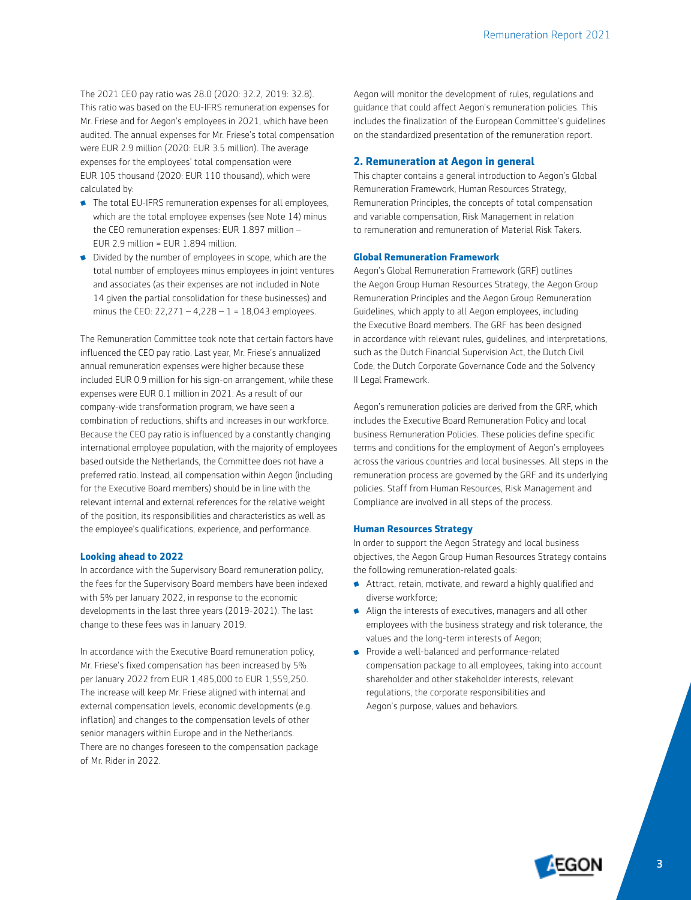The 2021 CEO pay ratio was 28.0 (2020: 32.2, 2019: 32.8). This ratio was based on the EU-IFRS remuneration expenses for Mr. Friese and for Aegon's employees in 2021, which have been audited. The annual expenses for Mr. Friese's total compensation were EUR 2.9 million (2020: EUR 3.5 million). The average expenses for the employees' total compensation were EUR 105 thousand (2020: EUR 110 thousand), which were calculated by:

- The total EU-IFRS remuneration expenses for all employees, which are the total employee expenses (see Note 14) minus the CEO remuneration expenses: EUR 1.897 million – EUR 2.9 million = EUR 1.894 million.
- Divided by the number of employees in scope, which are the total number of employees minus employees in joint ventures and associates (as their expenses are not included in Note 14 given the partial consolidation for these businesses) and minus the CEO: 22,271 – 4,228 – 1 = 18,043 employees.

The Remuneration Committee took note that certain factors have influenced the CEO pay ratio. Last year, Mr. Friese's annualized annual remuneration expenses were higher because these included EUR 0.9 million for his sign-on arrangement, while these expenses were EUR 0.1 million in 2021. As a result of our company-wide transformation program, we have seen a combination of reductions, shifts and increases in our workforce. Because the CEO pay ratio is influenced by a constantly changing international employee population, with the majority of employees based outside the Netherlands, the Committee does not have a preferred ratio. Instead, all compensation within Aegon (including for the Executive Board members) should be in line with the relevant internal and external references for the relative weight of the position, its responsibilities and characteristics as well as the employee's qualifications, experience, and performance.

### Looking ahead to 2022

In accordance with the Supervisory Board remuneration policy, the fees for the Supervisory Board members have been indexed with 5% per January 2022, in response to the economic developments in the last three years (2019-2021). The last change to these fees was in January 2019.

In accordance with the Executive Board remuneration policy, Mr. Friese's fixed compensation has been increased by 5% per January 2022 from EUR 1,485,000 to EUR 1,559,250. The increase will keep Mr. Friese aligned with internal and external compensation levels, economic developments (e.g. inflation) and changes to the compensation levels of other senior managers within Europe and in the Netherlands. There are no changes foreseen to the compensation package of Mr. Rider in 2022.

Aegon will monitor the development of rules, regulations and guidance that could affect Aegon's remuneration policies. This includes the finalization of the European Committee's guidelines on the standardized presentation of the remuneration report.

## 2. Remuneration at Aegon in general

This chapter contains a general introduction to Aegon's Global Remuneration Framework, Human Resources Strategy, Remuneration Principles, the concepts of total compensation and variable compensation, Risk Management in relation to remuneration and remuneration of Material Risk Takers.

### Global Remuneration Framework

Aegon's Global Remuneration Framework (GRF) outlines the Aegon Group Human Resources Strategy, the Aegon Group Remuneration Principles and the Aegon Group Remuneration Guidelines, which apply to all Aegon employees, including the Executive Board members. The GRF has been designed in accordance with relevant rules, guidelines, and interpretations, such as the Dutch Financial Supervision Act, the Dutch Civil Code, the Dutch Corporate Governance Code and the Solvency II Legal Framework.

Aegon's remuneration policies are derived from the GRF, which includes the Executive Board Remuneration Policy and local business Remuneration Policies. These policies define specific terms and conditions for the employment of Aegon's employees across the various countries and local businesses. All steps in the remuneration process are governed by the GRF and its underlying policies. Staff from Human Resources, Risk Management and Compliance are involved in all steps of the process.

### Human Resources Strategy

In order to support the Aegon Strategy and local business objectives, the Aegon Group Human Resources Strategy contains the following remuneration-related goals:

- Attract, retain, motivate, and reward a highly qualified and diverse workforce;
- Align the interests of executives, managers and all other employees with the business strategy and risk tolerance, the values and the long-term interests of Aegon;
- Provide a well-balanced and performance-related compensation package to all employees, taking into account shareholder and other stakeholder interests, relevant regulations, the corporate responsibilities and Aegon's purpose, values and behaviors.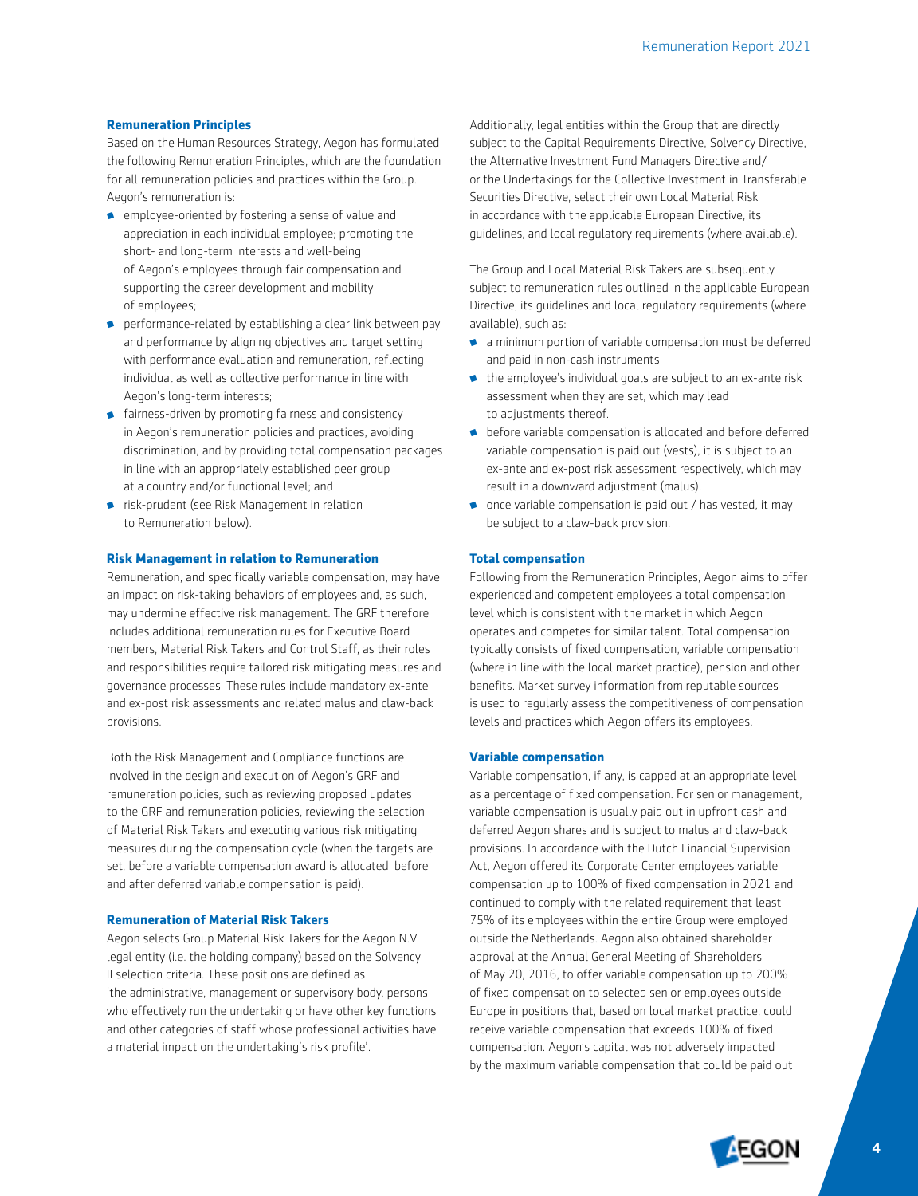### Remuneration Principles

Based on the Human Resources Strategy, Aegon has formulated the following Remuneration Principles, which are the foundation for all remuneration policies and practices within the Group. Aegon's remuneration is:

- employee-oriented by fostering a sense of value and appreciation in each individual employee; promoting the short- and long-term interests and well-being of Aegon's employees through fair compensation and supporting the career development and mobility of employees;
- performance-related by establishing a clear link between pay and performance by aligning objectives and target setting with performance evaluation and remuneration, reflecting individual as well as collective performance in line with Aegon's long-term interests;
- fairness-driven by promoting fairness and consistency in Aegon's remuneration policies and practices, avoiding discrimination, and by providing total compensation packages in line with an appropriately established peer group at a country and/or functional level; and
- risk-prudent (see Risk Management in relation to Remuneration below).

### Risk Management in relation to Remuneration

Remuneration, and specifically variable compensation, may have an impact on risk-taking behaviors of employees and, as such, may undermine effective risk management. The GRF therefore includes additional remuneration rules for Executive Board members, Material Risk Takers and Control Staff, as their roles and responsibilities require tailored risk mitigating measures and governance processes. These rules include mandatory ex-ante and ex-post risk assessments and related malus and claw-back provisions.

Both the Risk Management and Compliance functions are involved in the design and execution of Aegon's GRF and remuneration policies, such as reviewing proposed updates to the GRF and remuneration policies, reviewing the selection of Material Risk Takers and executing various risk mitigating measures during the compensation cycle (when the targets are set, before a variable compensation award is allocated, before and after deferred variable compensation is paid).

### Remuneration of Material Risk Takers

Aegon selects Group Material Risk Takers for the Aegon N.V. legal entity (i.e. the holding company) based on the Solvency II selection criteria. These positions are defined as 'the administrative, management or supervisory body, persons who effectively run the undertaking or have other key functions and other categories of staff whose professional activities have a material impact on the undertaking's risk profile'.

Additionally, legal entities within the Group that are directly subject to the Capital Requirements Directive, Solvency Directive, the Alternative Investment Fund Managers Directive and/or the Undertakings for the Collective Investment in Transferable Securities Directive, select their own Local Material Risk in accordance with the applicable European Directive, its guidelines, and local regulatory requirements (where available).

The Group and Local Material Risk Takers are subsequently subject to remuneration rules outlined in the applicable European Directive, its guidelines and local regulatory requirements (where available), such as:

- a minimum portion of variable compensation must be deferred and paid in non-cash instruments.
- the employee's individual goals are subject to an ex-ante risk assessment when they are set, which may lead to adjustments thereof.
- before variable compensation is allocated and before deferred variable compensation is paid out (vests), it is subject to an ex-ante and ex-post risk assessment respectively, which may result in a downward adjustment (malus).
- once variable compensation is paid out / has vested, it may be subject to a claw-back provision.

### Total compensation

Following from the Remuneration Principles, Aegon aims to offer experienced and competent employees a total compensation level which is consistent with the market in which Aegon operates and competes for similar talent. Total compensation typically consists of fixed compensation, variable compensation (where in line with the local market practice), pension and other benefits. Market survey information from reputable sources is used to regularly assess the competitiveness of compensation levels and practices which Aegon offers its employees.

### Variable compensation

Variable compensation, if any, is capped at an appropriate level as a percentage of fixed compensation. For senior management, variable compensation is usually paid out in upfront cash and deferred Aegon shares and is subject to malus and claw-back provisions. In accordance with the Dutch Financial Supervision Act, Aegon offered its Corporate Center employees variable compensation up to 100% of fixed compensation in 2021 and continued to comply with the related requirement that least 75% of its employees within the entire Group were employed outside the Netherlands. Aegon also obtained shareholder approval at the Annual General Meeting of Shareholders of May 20, 2016, to offer variable compensation up to 200% of fixed compensation to selected senior employees outside Europe in positions that, based on local market practice, could receive variable compensation that exceeds 100% of fixed compensation. Aegon's capital was not adversely impacted by the maximum variable compensation that could be paid out.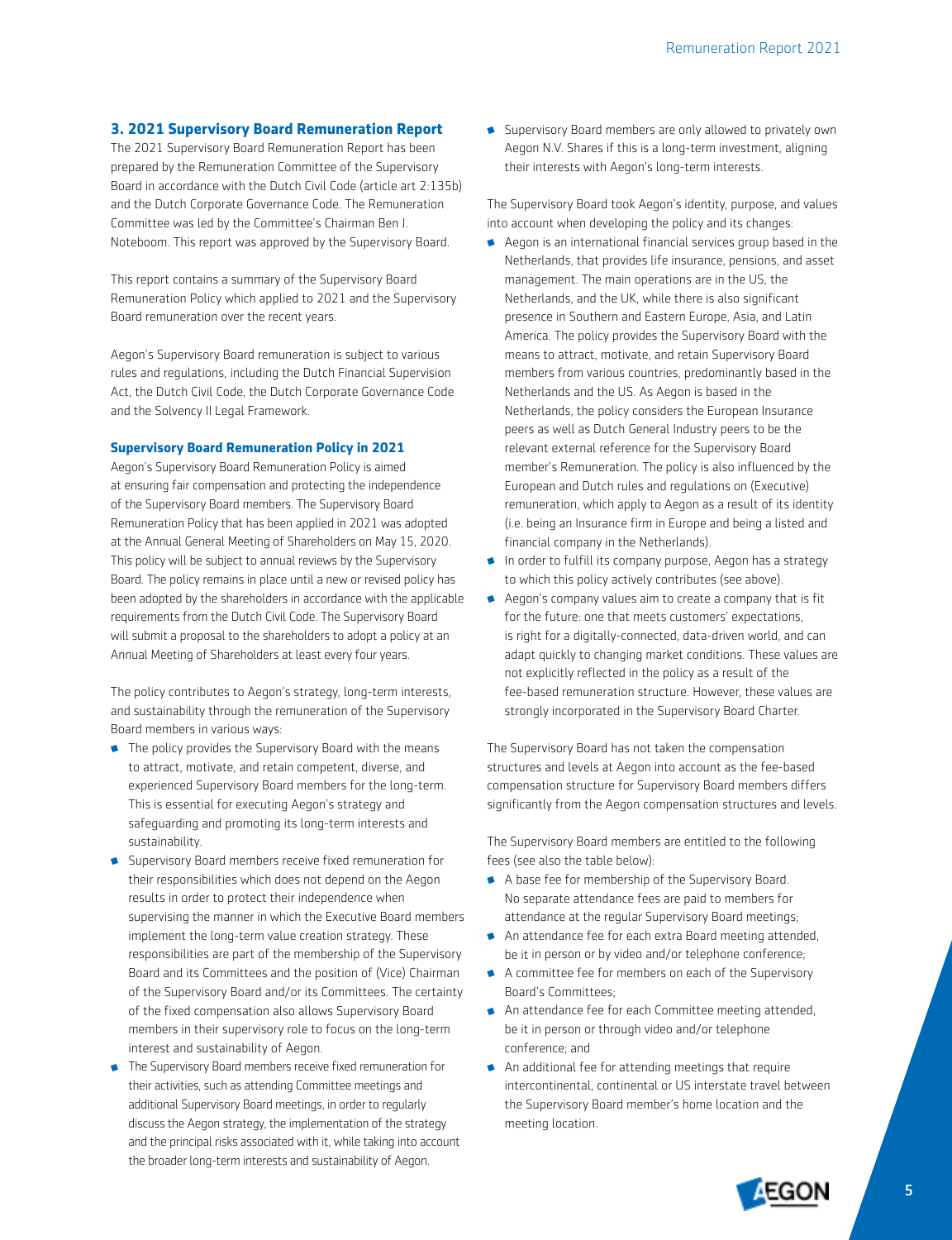## 3. 2021 Supervisory Board Remuneration Report

The 2021 Supervisory Board Remuneration Report has been prepared by the Remuneration Committee of the Supervisory Board in accordance with the Dutch Civil Code (article art 2:135b) and the Dutch Corporate Governance Code. The Remuneration Committee was led by the Committee's Chairman Ben J. Noteboom. This report was approved by the Supervisory Board.

This report contains a summary of the Supervisory Board Remuneration Policy which applied to 2021 and the Supervisory Board remuneration over the recent years.

Aegon's Supervisory Board remuneration is subject to various rules and regulations, including the Dutch Financial Supervision Act, the Dutch Civil Code, the Dutch Corporate Governance Code and the Solvency II Legal Framework.

### Supervisory Board Remuneration Policy in 2021

Aegon's Supervisory Board Remuneration Policy is aimed at ensuring fair compensation and protecting the independence of the Supervisory Board members. The Supervisory Board Remuneration Policy that has been applied in 2021 was adopted at the Annual General Meeting of Shareholders on May 15, 2020. This policy will be subject to annual reviews by the Supervisory Board. The policy remains in place until a new or revised policy has been adopted by the shareholders in accordance with the applicable requirements from the Dutch Civil Code. The Supervisory Board will submit a proposal to the shareholders to adopt a policy at an Annual Meeting of Shareholders at least every four years.

The policy contributes to Aegon's strategy, long-term interests, and sustainability through the remuneration of the Supervisory Board members in various ways:

- The policy provides the Supervisory Board with the means to attract, motivate, and retain competent, diverse, and experienced Supervisory Board members for the long-term. This is essential for executing Aegon's strategy and safeguarding and promoting its long-term interests and sustainability.
- Supervisory Board members receive fixed remuneration for their responsibilities which does not depend on the Aegon results in order to protect their independence when supervising the manner in which the Executive Board members implement the long-term value creation strategy. These responsibilities are part of the membership of the Supervisory Board and its Committees and the position of (Vice) Chairman of the Supervisory Board and/or its Committees. The certainty of the fixed compensation also allows Supervisory Board members in their supervisory role to focus on the long-term interest and sustainability of Aegon.
- The Supervisory Board members receive fixed remuneration for their activities, such as attending Committee meetings and additional Supervisory Board meetings, in order to regularly discuss the Aegon strategy, the implementation of the strategy and the principal risks associated with it, while taking into account the broader long-term interests and sustainability of Aegon.
- Supervisory Board members are only allowed to privately own Aegon N.V. Shares if this is a long-term investment, aligning their interests with Aegon's long-term interests.

The Supervisory Board took Aegon's identity, purpose, and values into account when developing the policy and its changes:

- Aegon is an international financial services group based in the Netherlands, that provides life insurance, pensions, and asset management. The main operations are in the US, the Netherlands, and the UK, while there is also significant presence in Southern and Eastern Europe, Asia, and Latin America. The policy provides the Supervisory Board with the means to attract, motivate, and retain Supervisory Board members from various countries, predominantly based in the Netherlands and the US. As Aegon is based in the Netherlands, the policy considers the European Insurance peers as well as Dutch General Industry peers to be the relevant external reference for the Supervisory Board member's Remuneration. The policy is also influenced by the European and Dutch rules and regulations on (Executive) remuneration, which apply to Aegon as a result of its identity (i.e. being an Insurance firm in Europe and being a listed and financial company in the Netherlands).
- In order to fulfill its company purpose, Aegon has a strategy to which this policy actively contributes (see above).
- Aegon's company values aim to create a company that is fit for the future: one that meets customers' expectations, is right for a digitally-connected, data-driven world, and can adapt quickly to changing market conditions. These values are not explicitly reflected in the policy as a result of the fee-based remuneration structure. However, these values are strongly incorporated in the Supervisory Board Charter.

The Supervisory Board has not taken the compensation structures and levels at Aegon into account as the fee-based compensation structure for Supervisory Board members differs significantly from the Aegon compensation structures and levels.

The Supervisory Board members are entitled to the following fees (see also the table below):

- A base fee for membership of the Supervisory Board. No separate attendance fees are paid to members for attendance at the regular Supervisory Board meetings;
- An attendance fee for each extra Board meeting attended, be it in person or by video and/or telephone conference;
- A committee fee for members on each of the Supervisory Board's Committees;
- An attendance fee for each Committee meeting attended, be it in person or through video and/or telephone conference; and
- An additional fee for attending meetings that require intercontinental, continental or US interstate travel between the Supervisory Board member's home location and the meeting location.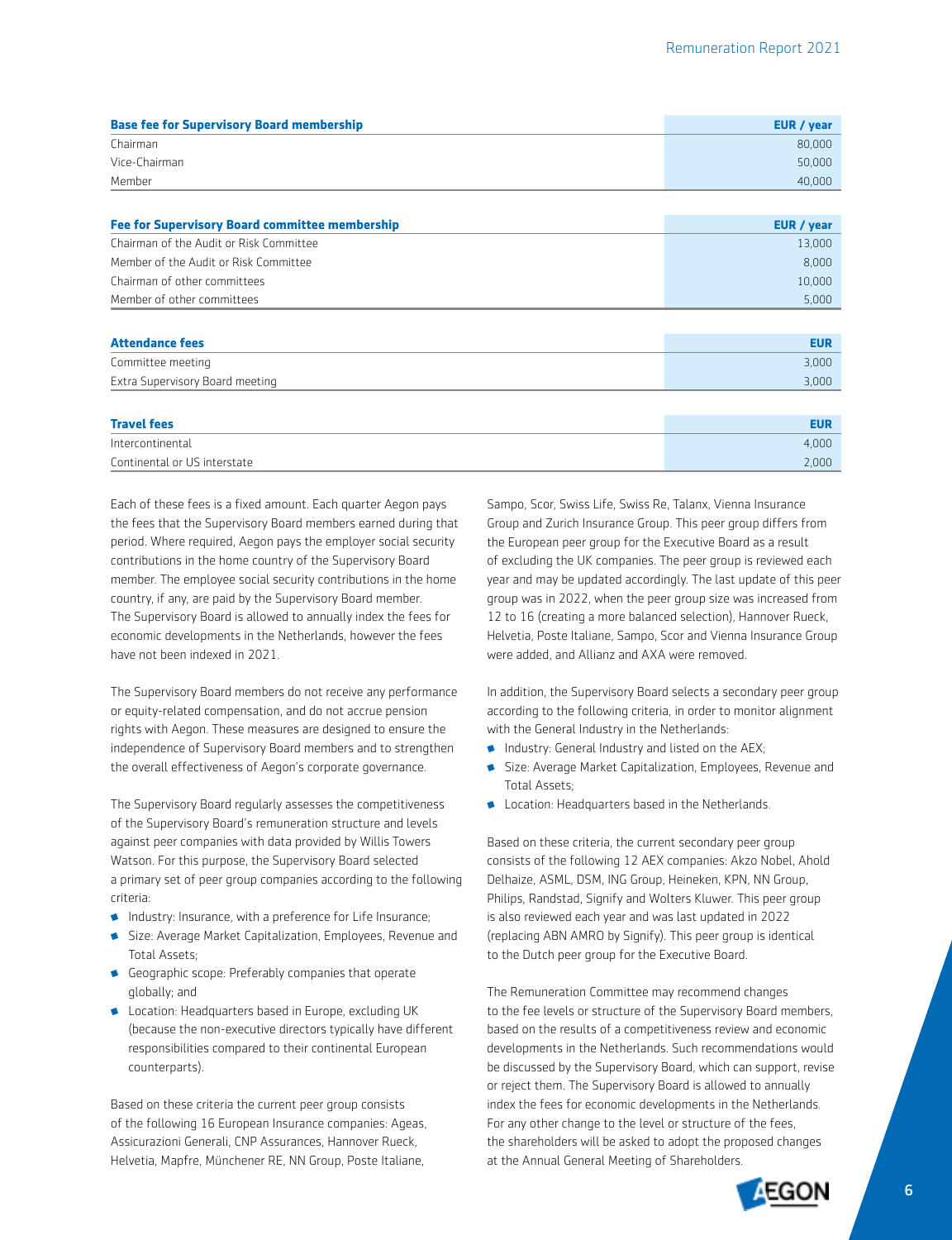| Base fee for Supervisory Board membership | EUR / year |
|---|---|
| Chairman | 80,000 |
| Vice-Chairman | 50,000 |
| Member | 40,000 |

| Fee for Supervisory Board committee membership | EUR / year |
|---|---|
| Chairman of the Audit or Risk Committee | 13,000 |
| Member of the Audit or Risk Committee | 8,000 |
| Chairman of other committees | 10,000 |
| Member of other committees | 5,000 |

| Attendance fees | EUR |
|---|---|
| Committee meeting | 3,000 |
| Extra Supervisory Board meeting | 3,000 |

| Travel fees | EUR |
|---|---|
| Intercontinental | 4,000 |
| Continental or US interstate | 2,000 |

Each of these fees is a fixed amount. Each quarter Aegon pays the fees that the Supervisory Board members earned during that period. Where required, Aegon pays the employer social security contributions in the home country of the Supervisory Board member. The employee social security contributions in the home country, if any, are paid by the Supervisory Board member. The Supervisory Board is allowed to annually index the fees for economic developments in the Netherlands, however the fees have not been indexed in 2021.

The Supervisory Board members do not receive any performance or equity-related compensation, and do not accrue pension rights with Aegon. These measures are designed to ensure the independence of Supervisory Board members and to strengthen the overall effectiveness of Aegon's corporate governance.

The Supervisory Board regularly assesses the competitiveness of the Supervisory Board's remuneration structure and levels against peer companies with data provided by Willis Towers Watson. For this purpose, the Supervisory Board selected a primary set of peer group companies according to the following criteria:

- Industry: Insurance, with a preference for Life Insurance;
- Size: Average Market Capitalization, Employees, Revenue and Total Assets;
- Geographic scope: Preferably companies that operate globally; and
- Location: Headquarters based in Europe, excluding UK (because the non-executive directors typically have different responsibilities compared to their continental European counterparts).

Based on these criteria the current peer group consists of the following 16 European Insurance companies: Ageas, Assicurazioni Generali, CNP Assurances, Hannover Rueck, Helvetia, Mapfre, Münchener RE, NN Group, Poste Italiane, Sampo, Scor, Swiss Life, Swiss Re, Talanx, Vienna Insurance Group and Zurich Insurance Group. This peer group differs from the European peer group for the Executive Board as a result of excluding the UK companies. The peer group is reviewed each year and may be updated accordingly. The last update of this peer group was in 2022, when the peer group size was increased from 12 to 16 (creating a more balanced selection), Hannover Rueck, Helvetia, Poste Italiane, Sampo, Scor and Vienna Insurance Group were added, and Allianz and AXA were removed.

In addition, the Supervisory Board selects a secondary peer group according to the following criteria, in order to monitor alignment with the General Industry in the Netherlands:

- Industry: General Industry and listed on the AEX;
- Size: Average Market Capitalization, Employees, Revenue and Total Assets;
- Location: Headquarters based in the Netherlands.

Based on these criteria, the current secondary peer group consists of the following 12 AEX companies: Akzo Nobel, Ahold Delhaize, ASML, DSM, ING Group, Heineken, KPN, NN Group, Philips, Randstad, Signify and Wolters Kluwer. This peer group is also reviewed each year and was last updated in 2022 (replacing ABN AMRO by Signify). This peer group is identical to the Dutch peer group for the Executive Board.

The Remuneration Committee may recommend changes to the fee levels or structure of the Supervisory Board members, based on the results of a competitiveness review and economic developments in the Netherlands. Such recommendations would be discussed by the Supervisory Board, which can support, revise or reject them. The Supervisory Board is allowed to annually index the fees for economic developments in the Netherlands. For any other change to the level or structure of the fees, the shareholders will be asked to adopt the proposed changes at the Annual General Meeting of Shareholders.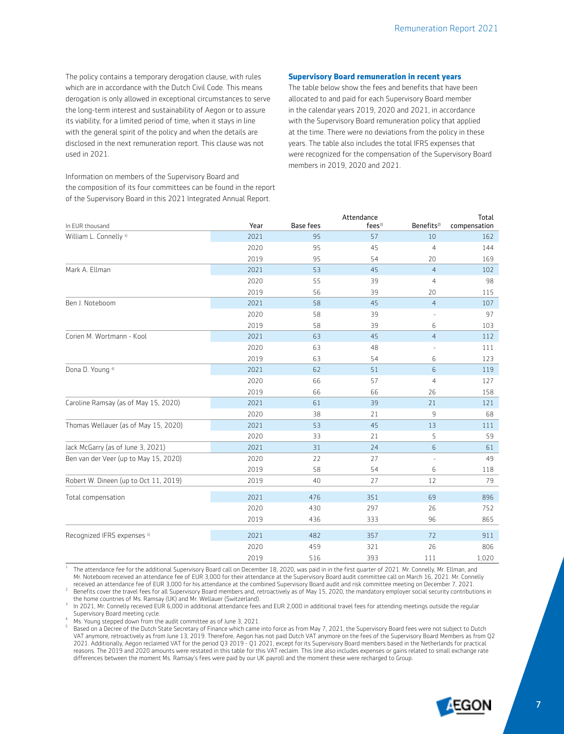The policy contains a temporary derogation clause, with rules which are in accordance with the Dutch Civil Code. This means derogation is only allowed in exceptional circumstances to serve the long-term interest and sustainability of Aegon or to assure its viability, for a limited period of time, when it stays in line with the general spirit of the policy and when the details are disclosed in the next remuneration report. This clause was not used in 2021.

Information on members of the Supervisory Board and the composition of its four committees can be found in the report of the Supervisory Board in this 2021 Integrated Annual Report.

### Supervisory Board remuneration in recent years

The table below show the fees and benefits that have been allocated to and paid for each Supervisory Board member in the calendar years 2019, 2020 and 2021, in accordance with the Supervisory Board remuneration policy that applied at the time. There were no deviations from the policy in these years. The table also includes the total IFRS expenses that were recognized for the compensation of the Supervisory Board members in 2019, 2020 and 2021.

| In EUR thousand | Year | Base fees | Attendance fees[1] | Benefits[2] | Total compensation |
|---|---|---|---|---|---|
| William L. Connelly [3] | 2021 | 95 | 57 | 10 | 162 |
| | 2020 | 95 | 45 | 4 | 144 |
| | 2019 | 95 | 54 | 20 | 169 |
| Mark A. Ellman | 2021 | 53 | 45 | 4 | 102 |
| | 2020 | 55 | 39 | 4 | 98 |
| | 2019 | 56 | 39 | 20 | 115 |
| Ben J. Noteboom | 2021 | 58 | 45 | 4 | 107 |
| | 2020 | 58 | 39 | - | 97 |
| | 2019 | 58 | 39 | 6 | 103 |
| Corien M. Wortmann - Kool | 2021 | 63 | 45 | 4 | 112 |
| | 2020 | 63 | 48 | - | 111 |
| | 2019 | 63 | 54 | 6 | 123 |
| Dona D. Young [4] | 2021 | 62 | 51 | 6 | 119 |
| | 2020 | 66 | 57 | 4 | 127 |
| | 2019 | 66 | 66 | 26 | 158 |
| Caroline Ramsay (as of May 15, 2020) | 2021 | 61 | 39 | 21 | 121 |
| | 2020 | 38 | 21 | 9 | 68 |
| Thomas Wellauer (as of May 15, 2020) | 2021 | 53 | 45 | 13 | 111 |
| | 2020 | 33 | 21 | 5 | 59 |
| Jack McGarry (as of June 3, 2021) | 2021 | 31 | 24 | 6 | 61 |
| Ben van der Veer (up to May 15, 2020) | 2020 | 22 | 27 | - | 49 |
| | 2019 | 58 | 54 | 6 | 118 |
| Robert W. Dineen (up to Oct 11, 2019) | 2019 | 40 | 27 | 12 | 79 |
| Total compensation | 2021 | 476 | 351 | 69 | 896 |
| | 2020 | 430 | 297 | 26 | 752 |
| | 2019 | 436 | 333 | 96 | 865 |
| Recognized IFRS expenses [5] | 2021 | 482 | 357 | 72 | 911 |
| | 2020 | 459 | 321 | 26 | 806 |
| | 2019 | 516 | 393 | 111 | 1,020 |

1 The attendance fee for the additional Supervisory Board call on December 18, 2020, was paid in in the first quarter of 2021. Mr. Connelly, Mr. Ellman, and Mr. Noteboom received an attendance fee of EUR 3,000 for their attendance at the Supervisory Board audit committee call on March 16, 2021. Mr. Connelly received an attendance fee of EUR 3,000 for his attendance at the combined Supervisory Board audit and risk committee meeting on December 7, 2021.

2 Benefits cover the travel fees for all Supervisory Board members and, retroactively as of May 15, 2020, the mandatory employer social security contributions in the home countries of Ms. Ramsay (UK) and Mr. Wellauer (Switzerland).

3 In 2021, Mr. Connelly received EUR 6,000 in additional attendance fees and EUR 2,000 in additional travel fees for attending meetings outside the regular Supervisory Board meeting cycle.

4 Ms. Young stepped down from the audit committee as of June 3, 2021.

5 Based on a Decree of the Dutch State Secretary of Finance which came into force as from May 7, 2021, the Supervisory Board fees were not subject to Dutch VAT anymore, retroactively as from June 13, 2019. Therefore, Aegon has not paid Dutch VAT anymore on the fees of the Supervisory Board Members as from Q2 2021. Additionally, Aegon reclaimed VAT for the period Q3 2019 - Q1 2021, except for its Supervisory Board members based in the Netherlands for practical reasons. The 2019 and 2020 amounts were restated in this table for this VAT reclaim. This line also includes expenses or gains related to small exchange rate differences between the moment Ms. Ramsay's fees were paid by our UK payroll and the moment these were recharged to Group.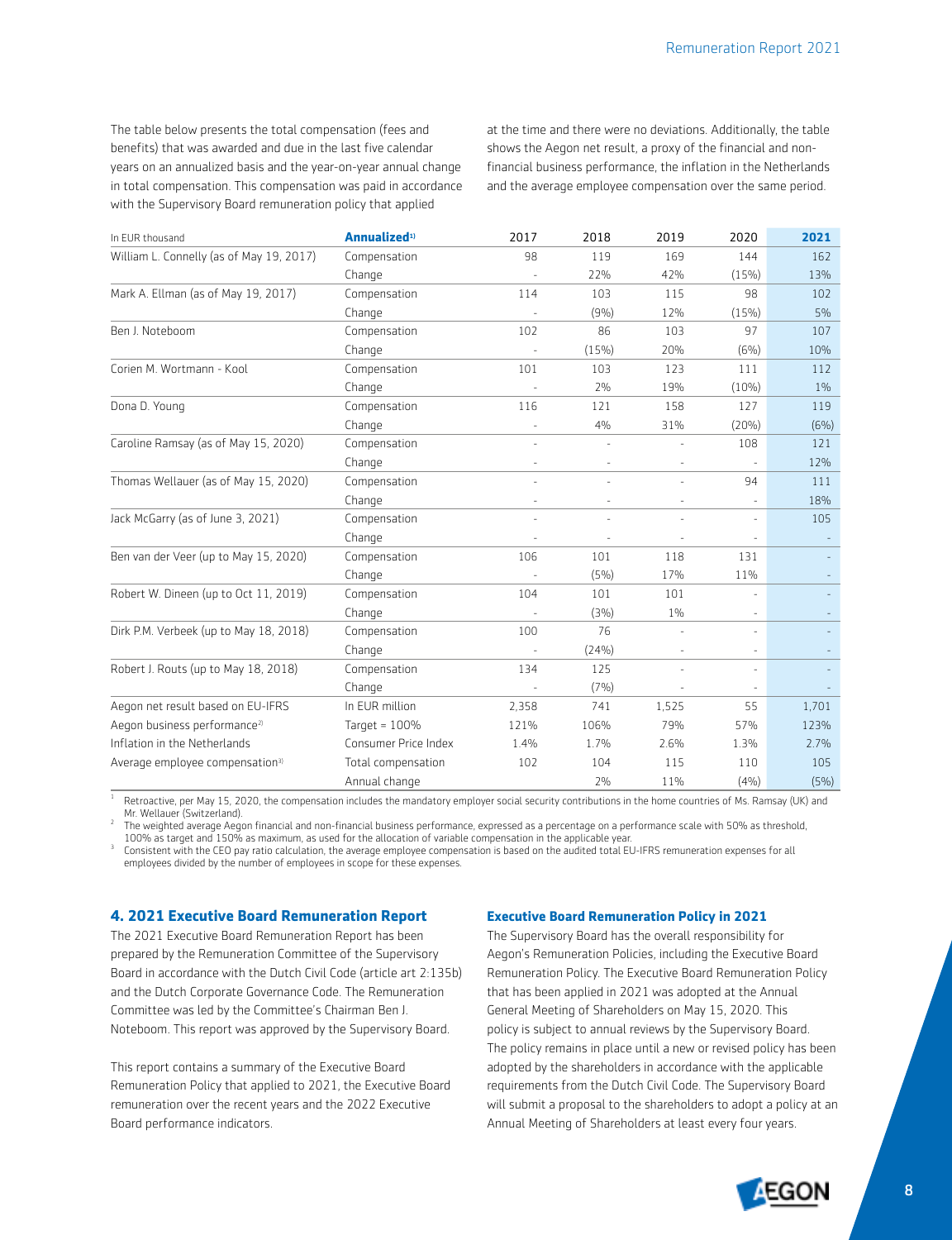The table below presents the total compensation (fees and benefits) that was awarded and due in the last five calendar years on an annualized basis and the year-on-year annual change in total compensation. This compensation was paid in accordance with the Supervisory Board remuneration policy that applied at the time and there were no deviations. Additionally, the table shows the Aegon net result, a proxy of the financial and non-financial business performance, the inflation in the Netherlands and the average employee compensation over the same period.

| In EUR thousand | **Annualized**[1] | 2017 | 2018 | 2019 | 2020 | **2021** |
|---|---|---|---|---|---|---|
| William L. Connelly (as of May 19, 2017) | Compensation | 98 | 119 | 169 | 144 | 162 |
| | Change | - | 22% | 42% | (15%) | 13% |
| Mark A. Ellman (as of May 19, 2017) | Compensation | 114 | 103 | 115 | 98 | 102 |
| | Change | - | (9%) | 12% | (15%) | 5% |
| Ben J. Noteboom | Compensation | 102 | 86 | 103 | 97 | 107 |
| | Change | - | (15%) | 20% | (6%) | 10% |
| Corien M. Wortmann - Kool | Compensation | 101 | 103 | 123 | 111 | 112 |
| | Change | - | 2% | 19% | (10%) | 1% |
| Dona D. Young | Compensation | 116 | 121 | 158 | 127 | 119 |
| | Change | - | 4% | 31% | (20%) | (6%) |
| Caroline Ramsay (as of May 15, 2020) | Compensation | - | - | - | 108 | 121 |
| | Change | - | - | - | - | 12% |
| Thomas Wellauer (as of May 15, 2020) | Compensation | - | - | - | 94 | 111 |
| | Change | - | - | - | - | 18% |
| Jack McGarry (as of June 3, 2021) | Compensation | - | - | - | - | 105 |
| | Change | - | - | - | - | - |
| Ben van der Veer (up to May 15, 2020) | Compensation | 106 | 101 | 118 | 131 | - |
| | Change | - | (5%) | 17% | 11% | - |
| Robert W. Dineen (up to Oct 11, 2019) | Compensation | 104 | 101 | 101 | - | - |
| | Change | - | (3%) | 1% | - | - |
| Dirk P.M. Verbeek (up to May 18, 2018) | Compensation | 100 | 76 | - | - | - |
| | Change | - | (24%) | - | - | - |
| Robert J. Routs (up to May 18, 2018) | Compensation | 134 | 125 | - | - | - |
| | Change | - | (7%) | - | - | - |
| Aegon net result based on EU-IFRS | In EUR million | 2,358 | 741 | 1,525 | 55 | 1,701 |
| Aegon business performance[2] | Target = 100% | 121% | 106% | 79% | 57% | 123% |
| Inflation in the Netherlands | Consumer Price Index | 1.4% | 1.7% | 2.6% | 1.3% | 2.7% |
| Average employee compensation[3] | Total compensation | 102 | 104 | 115 | 110 | 105 |
| | Annual change | | 2% | 11% | (4%) | (5%) |

1 Retroactive, per May 15, 2020, the compensation includes the mandatory employer social security contributions in the home countries of Ms. Ramsay (UK) and Mr. Wellauer (Switzerland).
2 The weighted average Aegon financial and non-financial business performance, expressed as a percentage on a performance scale with 50% as threshold, 100% as target and 150% as maximum, as used for the allocation of variable compensation in the applicable year.
3 Consistent with the CEO pay ratio calculation, the average employee compensation is based on the audited total EU-IFRS remuneration expenses for all employees divided by the number of employees in scope for these expenses.

## 4. 2021 Executive Board Remuneration Report

The 2021 Executive Board Remuneration Report has been prepared by the Remuneration Committee of the Supervisory Board in accordance with the Dutch Civil Code (article art 2:135b) and the Dutch Corporate Governance Code. The Remuneration Committee was led by the Committee's Chairman Ben J. Noteboom. This report was approved by the Supervisory Board.

This report contains a summary of the Executive Board Remuneration Policy that applied to 2021, the Executive Board remuneration over the recent years and the 2022 Executive Board performance indicators.

### Executive Board Remuneration Policy in 2021

The Supervisory Board has the overall responsibility for Aegon's Remuneration Policies, including the Executive Board Remuneration Policy. The Executive Board Remuneration Policy that has been applied in 2021 was adopted at the Annual General Meeting of Shareholders on May 15, 2020. This policy is subject to annual reviews by the Supervisory Board. The policy remains in place until a new or revised policy has been adopted by the shareholders in accordance with the applicable requirements from the Dutch Civil Code. The Supervisory Board will submit a proposal to the shareholders to adopt a policy at an Annual Meeting of Shareholders at least every four years.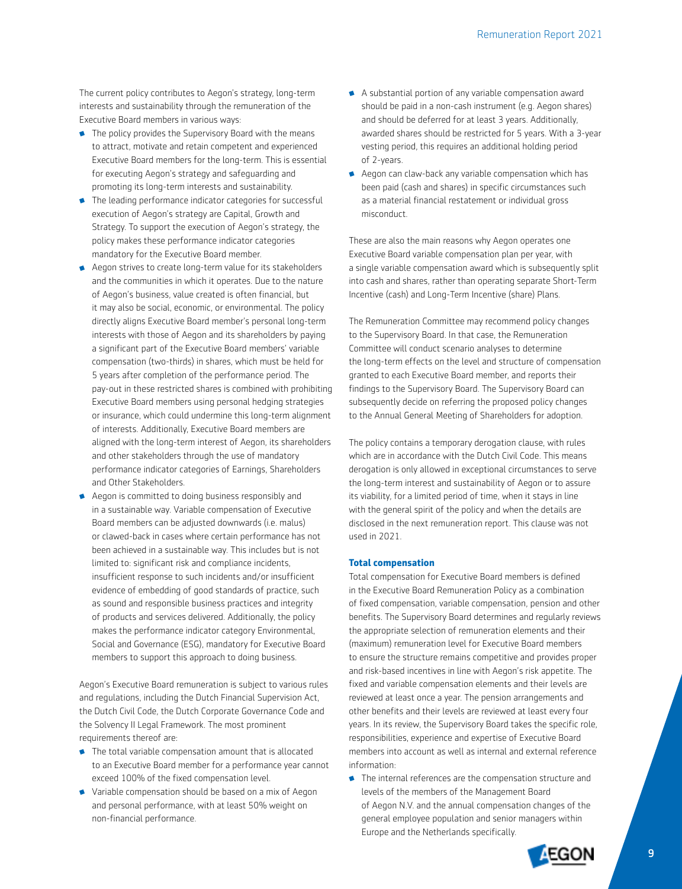The current policy contributes to Aegon's strategy, long-term interests and sustainability through the remuneration of the Executive Board members in various ways:

- The policy provides the Supervisory Board with the means to attract, motivate and retain competent and experienced Executive Board members for the long-term. This is essential for executing Aegon's strategy and safeguarding and promoting its long-term interests and sustainability.
- The leading performance indicator categories for successful execution of Aegon's strategy are Capital, Growth and Strategy. To support the execution of Aegon's strategy, the policy makes these performance indicator categories mandatory for the Executive Board member.
- Aegon strives to create long-term value for its stakeholders and the communities in which it operates. Due to the nature of Aegon's business, value created is often financial, but it may also be social, economic, or environmental. The policy directly aligns Executive Board member's personal long-term interests with those of Aegon and its shareholders by paying a significant part of the Executive Board members' variable compensation (two-thirds) in shares, which must be held for 5 years after completion of the performance period. The pay-out in these restricted shares is combined with prohibiting Executive Board members using personal hedging strategies or insurance, which could undermine this long-term alignment of interests. Additionally, Executive Board members are aligned with the long-term interest of Aegon, its shareholders and other stakeholders through the use of mandatory performance indicator categories of Earnings, Shareholders and Other Stakeholders.
- Aegon is committed to doing business responsibly and in a sustainable way. Variable compensation of Executive Board members can be adjusted downwards (i.e. malus) or clawed-back in cases where certain performance has not been achieved in a sustainable way. This includes but is not limited to: significant risk and compliance incidents, insufficient response to such incidents and/or insufficient evidence of embedding of good standards of practice, such as sound and responsible business practices and integrity of products and services delivered. Additionally, the policy makes the performance indicator category Environmental, Social and Governance (ESG), mandatory for Executive Board members to support this approach to doing business.

Aegon's Executive Board remuneration is subject to various rules and regulations, including the Dutch Financial Supervision Act, the Dutch Civil Code, the Dutch Corporate Governance Code and the Solvency II Legal Framework. The most prominent requirements thereof are:

- The total variable compensation amount that is allocated to an Executive Board member for a performance year cannot exceed 100% of the fixed compensation level.
- Variable compensation should be based on a mix of Aegon and personal performance, with at least 50% weight on non-financial performance.
- A substantial portion of any variable compensation award should be paid in a non-cash instrument (e.g. Aegon shares) and should be deferred for at least 3 years. Additionally, awarded shares should be restricted for 5 years. With a 3-year vesting period, this requires an additional holding period of 2-years.
- Aegon can claw-back any variable compensation which has been paid (cash and shares) in specific circumstances such as a material financial restatement or individual gross misconduct.

These are also the main reasons why Aegon operates one Executive Board variable compensation plan per year, with a single variable compensation award which is subsequently split into cash and shares, rather than operating separate Short-Term Incentive (cash) and Long-Term Incentive (share) Plans.

The Remuneration Committee may recommend policy changes to the Supervisory Board. In that case, the Remuneration Committee will conduct scenario analyses to determine the long-term effects on the level and structure of compensation granted to each Executive Board member, and reports their findings to the Supervisory Board. The Supervisory Board can subsequently decide on referring the proposed policy changes to the Annual General Meeting of Shareholders for adoption.

The policy contains a temporary derogation clause, with rules which are in accordance with the Dutch Civil Code. This means derogation is only allowed in exceptional circumstances to serve the long-term interest and sustainability of Aegon or to assure its viability, for a limited period of time, when it stays in line with the general spirit of the policy and when the details are disclosed in the next remuneration report. This clause was not used in 2021.

#### Total compensation

Total compensation for Executive Board members is defined in the Executive Board Remuneration Policy as a combination of fixed compensation, variable compensation, pension and other benefits. The Supervisory Board determines and regularly reviews the appropriate selection of remuneration elements and their (maximum) remuneration level for Executive Board members to ensure the structure remains competitive and provides proper and risk-based incentives in line with Aegon's risk appetite. The fixed and variable compensation elements and their levels are reviewed at least once a year. The pension arrangements and other benefits and their levels are reviewed at least every four years. In its review, the Supervisory Board takes the specific role, responsibilities, experience and expertise of Executive Board members into account as well as internal and external reference information:

- The internal references are the compensation structure and levels of the members of the Management Board of Aegon N.V. and the annual compensation changes of the general employee population and senior managers within Europe and the Netherlands specifically.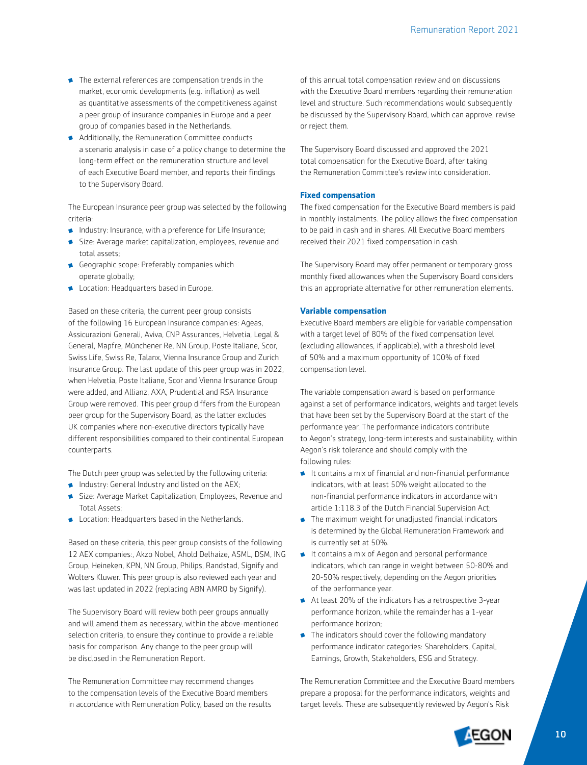- The external references are compensation trends in the market, economic developments (e.g. inflation) as well as quantitative assessments of the competitiveness against a peer group of insurance companies in Europe and a peer group of companies based in the Netherlands.
- Additionally, the Remuneration Committee conducts a scenario analysis in case of a policy change to determine the long-term effect on the remuneration structure and level of each Executive Board member, and reports their findings to the Supervisory Board.

The European Insurance peer group was selected by the following criteria:

- Industry: Insurance, with a preference for Life Insurance;
- Size: Average market capitalization, employees, revenue and total assets;
- Geographic scope: Preferably companies which operate globally;
- Location: Headquarters based in Europe.

Based on these criteria, the current peer group consists of the following 16 European Insurance companies: Ageas, Assicurazioni Generali, Aviva, CNP Assurances, Helvetia, Legal & General, Mapfre, Münchener Re, NN Group, Poste Italiane, Scor, Swiss Life, Swiss Re, Talanx, Vienna Insurance Group and Zurich Insurance Group. The last update of this peer group was in 2022, when Helvetia, Poste Italiane, Scor and Vienna Insurance Group were added, and Allianz, AXA, Prudential and RSA Insurance Group were removed. This peer group differs from the European peer group for the Supervisory Board, as the latter excludes UK companies where non-executive directors typically have different responsibilities compared to their continental European counterparts.

The Dutch peer group was selected by the following criteria:

- Industry: General Industry and listed on the AEX;
- Size: Average Market Capitalization, Employees, Revenue and Total Assets;
- Location: Headquarters based in the Netherlands.

Based on these criteria, this peer group consists of the following 12 AEX companies:, Akzo Nobel, Ahold Delhaize, ASML, DSM, ING Group, Heineken, KPN, NN Group, Philips, Randstad, Signify and Wolters Kluwer. This peer group is also reviewed each year and was last updated in 2022 (replacing ABN AMRO by Signify).

The Supervisory Board will review both peer groups annually and will amend them as necessary, within the above-mentioned selection criteria, to ensure they continue to provide a reliable basis for comparison. Any change to the peer group will be disclosed in the Remuneration Report.

The Remuneration Committee may recommend changes to the compensation levels of the Executive Board members in accordance with Remuneration Policy, based on the results of this annual total compensation review and on discussions with the Executive Board members regarding their remuneration level and structure. Such recommendations would subsequently be discussed by the Supervisory Board, which can approve, revise or reject them.

The Supervisory Board discussed and approved the 2021 total compensation for the Executive Board, after taking the Remuneration Committee's review into consideration.

### Fixed compensation

The fixed compensation for the Executive Board members is paid in monthly instalments. The policy allows the fixed compensation to be paid in cash and in shares. All Executive Board members received their 2021 fixed compensation in cash.

The Supervisory Board may offer permanent or temporary gross monthly fixed allowances when the Supervisory Board considers this an appropriate alternative for other remuneration elements.

### Variable compensation

Executive Board members are eligible for variable compensation with a target level of 80% of the fixed compensation level (excluding allowances, if applicable), with a threshold level of 50% and a maximum opportunity of 100% of fixed compensation level.

The variable compensation award is based on performance against a set of performance indicators, weights and target levels that have been set by the Supervisory Board at the start of the performance year. The performance indicators contribute to Aegon's strategy, long-term interests and sustainability, within Aegon's risk tolerance and should comply with the following rules:

- It contains a mix of financial and non-financial performance indicators, with at least 50% weight allocated to the non-financial performance indicators in accordance with article 1:118.3 of the Dutch Financial Supervision Act;
- The maximum weight for unadjusted financial indicators is determined by the Global Remuneration Framework and is currently set at 50%.
- It contains a mix of Aegon and personal performance indicators, which can range in weight between 50-80% and 20-50% respectively, depending on the Aegon priorities of the performance year.
- At least 20% of the indicators has a retrospective 3-year performance horizon, while the remainder has a 1-year performance horizon;
- The indicators should cover the following mandatory performance indicator categories: Shareholders, Capital, Earnings, Growth, Stakeholders, ESG and Strategy.

The Remuneration Committee and the Executive Board members prepare a proposal for the performance indicators, weights and target levels. These are subsequently reviewed by Aegon's Risk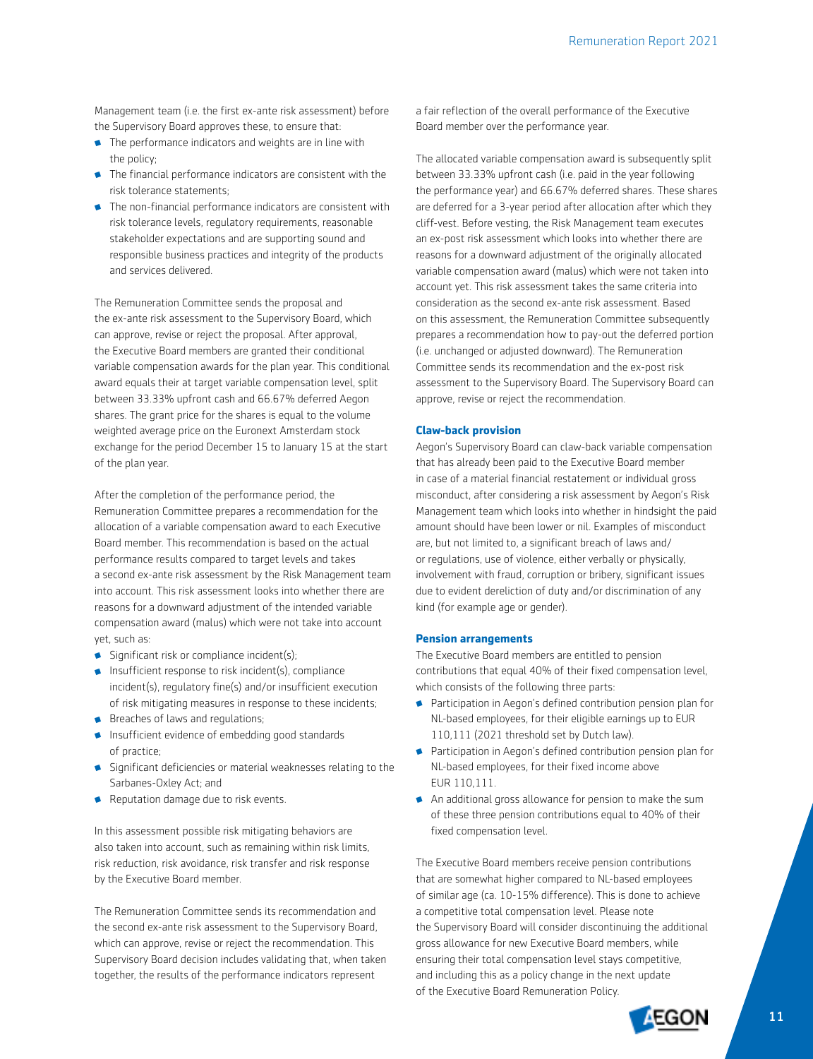Management team (i.e. the first ex-ante risk assessment) before the Supervisory Board approves these, to ensure that:

- The performance indicators and weights are in line with the policy;
- The financial performance indicators are consistent with the risk tolerance statements;
- The non-financial performance indicators are consistent with risk tolerance levels, regulatory requirements, reasonable stakeholder expectations and are supporting sound and responsible business practices and integrity of the products and services delivered.

The Remuneration Committee sends the proposal and the ex-ante risk assessment to the Supervisory Board, which can approve, revise or reject the proposal. After approval, the Executive Board members are granted their conditional variable compensation awards for the plan year. This conditional award equals their at target variable compensation level, split between 33.33% upfront cash and 66.67% deferred Aegon shares. The grant price for the shares is equal to the volume weighted average price on the Euronext Amsterdam stock exchange for the period December 15 to January 15 at the start of the plan year.

After the completion of the performance period, the Remuneration Committee prepares a recommendation for the allocation of a variable compensation award to each Executive Board member. This recommendation is based on the actual performance results compared to target levels and takes a second ex-ante risk assessment by the Risk Management team into account. This risk assessment looks into whether there are reasons for a downward adjustment of the intended variable compensation award (malus) which were not take into account yet, such as:

- Significant risk or compliance incident(s);
- Insufficient response to risk incident(s), compliance incident(s), regulatory fine(s) and/or insufficient execution of risk mitigating measures in response to these incidents;
- Breaches of laws and regulations;
- Insufficient evidence of embedding good standards of practice;
- Significant deficiencies or material weaknesses relating to the Sarbanes-Oxley Act; and
- Reputation damage due to risk events.

In this assessment possible risk mitigating behaviors are also taken into account, such as remaining within risk limits, risk reduction, risk avoidance, risk transfer and risk response by the Executive Board member.

The Remuneration Committee sends its recommendation and the second ex-ante risk assessment to the Supervisory Board, which can approve, revise or reject the recommendation. This Supervisory Board decision includes validating that, when taken together, the results of the performance indicators represent a fair reflection of the overall performance of the Executive Board member over the performance year.

The allocated variable compensation award is subsequently split between 33.33% upfront cash (i.e. paid in the year following the performance year) and 66.67% deferred shares. These shares are deferred for a 3-year period after allocation after which they cliff-vest. Before vesting, the Risk Management team executes an ex-post risk assessment which looks into whether there are reasons for a downward adjustment of the originally allocated variable compensation award (malus) which were not taken into account yet. This risk assessment takes the same criteria into consideration as the second ex-ante risk assessment. Based on this assessment, the Remuneration Committee subsequently prepares a recommendation how to pay-out the deferred portion (i.e. unchanged or adjusted downward). The Remuneration Committee sends its recommendation and the ex-post risk assessment to the Supervisory Board. The Supervisory Board can approve, revise or reject the recommendation.

#### Claw-back provision

Aegon's Supervisory Board can claw-back variable compensation that has already been paid to the Executive Board member in case of a material financial restatement or individual gross misconduct, after considering a risk assessment by Aegon's Risk Management team which looks into whether in hindsight the paid amount should have been lower or nil. Examples of misconduct are, but not limited to, a significant breach of laws and/ or regulations, use of violence, either verbally or physically, involvement with fraud, corruption or bribery, significant issues due to evident dereliction of duty and/or discrimination of any kind (for example age or gender).

#### Pension arrangements

The Executive Board members are entitled to pension contributions that equal 40% of their fixed compensation level, which consists of the following three parts:

- Participation in Aegon's defined contribution pension plan for NL-based employees, for their eligible earnings up to EUR 110,111 (2021 threshold set by Dutch law).
- Participation in Aegon's defined contribution pension plan for NL-based employees, for their fixed income above EUR 110,111.
- An additional gross allowance for pension to make the sum of these three pension contributions equal to 40% of their fixed compensation level.

The Executive Board members receive pension contributions that are somewhat higher compared to NL-based employees of similar age (ca. 10-15% difference). This is done to achieve a competitive total compensation level. Please note the Supervisory Board will consider discontinuing the additional gross allowance for new Executive Board members, while ensuring their total compensation level stays competitive, and including this as a policy change in the next update of the Executive Board Remuneration Policy.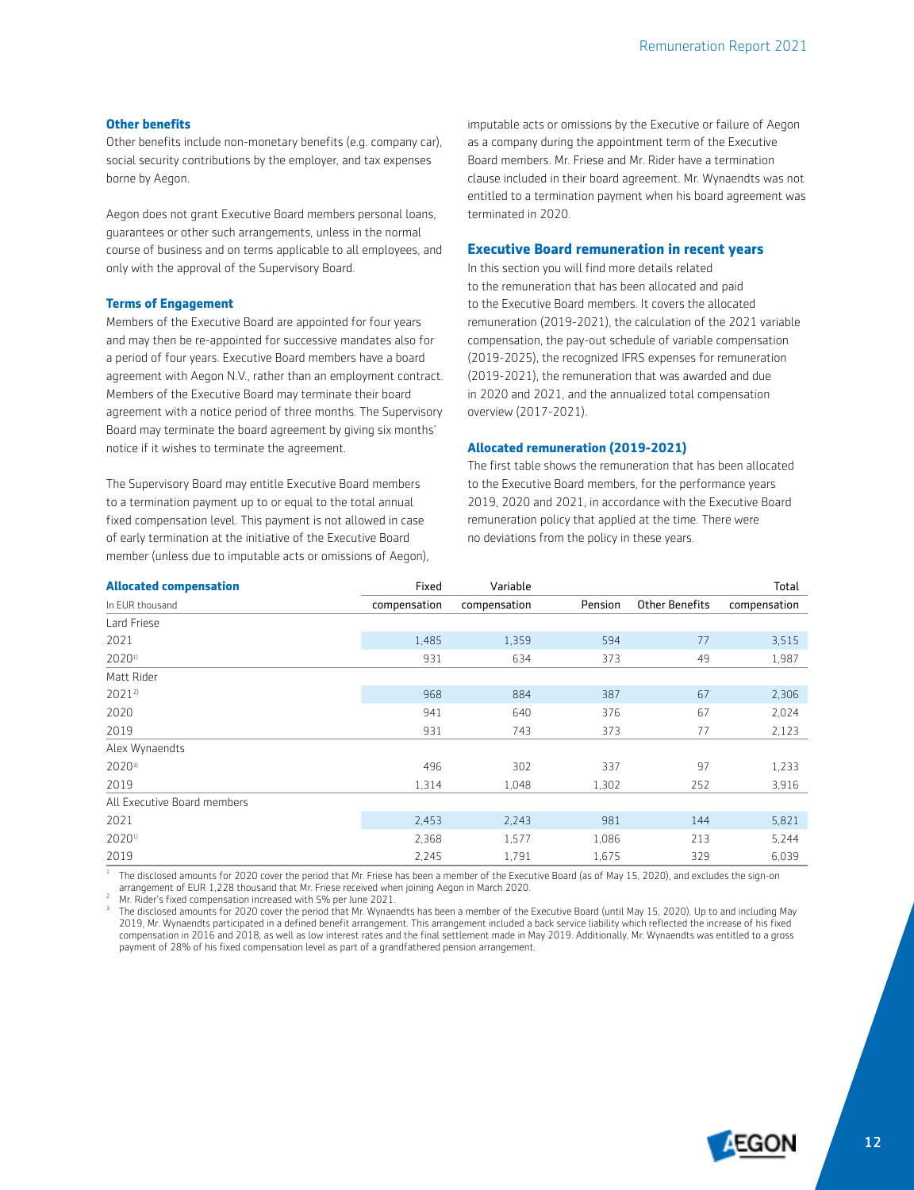### Other benefits

Other benefits include non-monetary benefits (e.g. company car), social security contributions by the employer, and tax expenses borne by Aegon.

Aegon does not grant Executive Board members personal loans, guarantees or other such arrangements, unless in the normal course of business and on terms applicable to all employees, and only with the approval of the Supervisory Board.

### Terms of Engagement

Members of the Executive Board are appointed for four years and may then be re-appointed for successive mandates also for a period of four years. Executive Board members have a board agreement with Aegon N.V., rather than an employment contract. Members of the Executive Board may terminate their board agreement with a notice period of three months. The Supervisory Board may terminate the board agreement by giving six months' notice if it wishes to terminate the agreement.

The Supervisory Board may entitle Executive Board members to a termination payment up to or equal to the total annual fixed compensation level. This payment is not allowed in case of early termination at the initiative of the Executive Board member (unless due to imputable acts or omissions of Aegon), imputable acts or omissions by the Executive or failure of Aegon as a company during the appointment term of the Executive Board members. Mr. Friese and Mr. Rider have a termination clause included in their board agreement. Mr. Wynaendts was not entitled to a termination payment when his board agreement was terminated in 2020.

## Executive Board remuneration in recent years

In this section you will find more details related to the remuneration that has been allocated and paid to the Executive Board members. It covers the allocated remuneration (2019-2021), the calculation of the 2021 variable compensation, the pay-out schedule of variable compensation (2019-2025), the recognized IFRS expenses for remuneration (2019-2021), the remuneration that was awarded and due in 2020 and 2021, and the annualized total compensation overview (2017-2021).

### Allocated remuneration (2019-2021)

The first table shows the remuneration that has been allocated to the Executive Board members, for the performance years 2019, 2020 and 2021, in accordance with the Executive Board remuneration policy that applied at the time. There were no deviations from the policy in these years.

| **Allocated compensation** In EUR thousand | Fixed compensation | Variable compensation | Pension | Other Benefits | Total compensation |
|---|---|---|---|---|---|
| Lard Friese | | | | | |
| 2021 | 1,485 | 1,359 | 594 | 77 | 3,515 |
| 2020[1] | 931 | 634 | 373 | 49 | 1,987 |
| Matt Rider | | | | | |
| 2021[2] | 968 | 884 | 387 | 67 | 2,306 |
| 2020 | 941 | 640 | 376 | 67 | 2,024 |
| 2019 | 931 | 743 | 373 | 77 | 2,123 |
| Alex Wynaendts | | | | | |
| 2020[3] | 496 | 302 | 337 | 97 | 1,233 |
| 2019 | 1,314 | 1,048 | 1,302 | 252 | 3,916 |
| All Executive Board members | | | | | |
| 2021 | 2,453 | 2,243 | 981 | 144 | 5,821 |
| 2020[1] | 2,368 | 1,577 | 1,086 | 213 | 5,244 |
| 2019 | 2,245 | 1,791 | 1,675 | 329 | 6,039 |

1 The disclosed amounts for 2020 cover the period that Mr. Friese has been a member of the Executive Board (as of May 15, 2020), and excludes the sign-on arrangement of EUR 1,228 thousand that Mr. Friese received when joining Aegon in March 2020.

2 Mr. Rider's fixed compensation increased with 5% per June 2021.

3 The disclosed amounts for 2020 cover the period that Mr. Wynaendts has been a member of the Executive Board (until May 15, 2020). Up to and including May 2019, Mr. Wynaendts participated in a defined benefit arrangement. This arrangement included a back service liability which reflected the increase of his fixed compensation in 2016 and 2018, as well as low interest rates and the final settlement made in May 2019. Additionally, Mr. Wynaendts was entitled to a gross payment of 28% of his fixed compensation level as part of a grandfathered pension arrangement.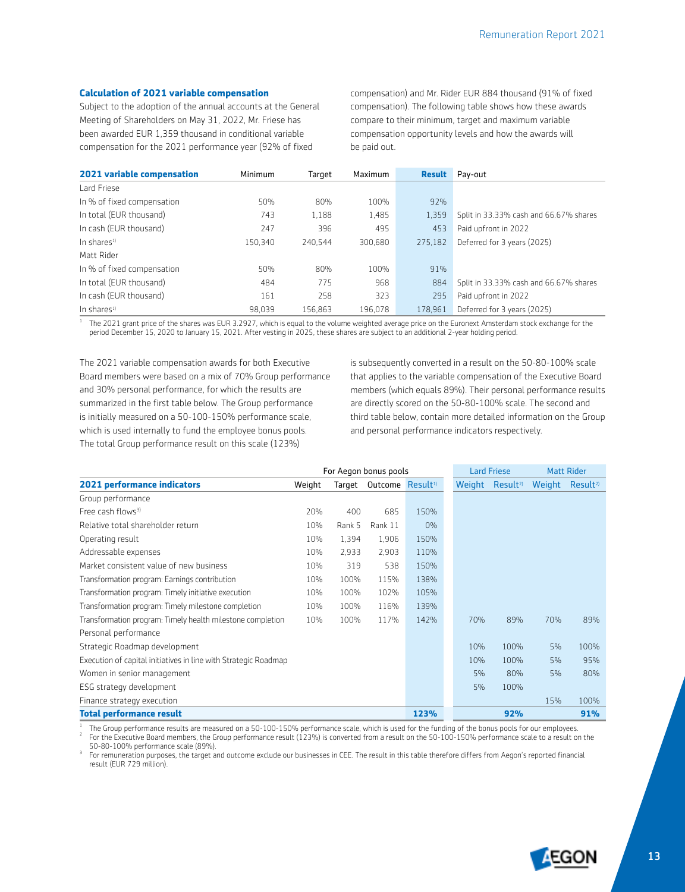### Calculation of 2021 variable compensation

Subject to the adoption of the annual accounts at the General Meeting of Shareholders on May 31, 2022, Mr. Friese has been awarded EUR 1,359 thousand in conditional variable compensation for the 2021 performance year (92% of fixed compensation) and Mr. Rider EUR 884 thousand (91% of fixed compensation). The following table shows how these awards compare to their minimum, target and maximum variable compensation opportunity levels and how the awards will be paid out.

| 2021 variable compensation | Minimum | Target | Maximum | Result | Pay-out |
|---|---|---|---|---|---|
| Lard Friese | | | | | |
| In % of fixed compensation | 50% | 80% | 100% | 92% | |
| In total (EUR thousand) | 743 | 1,188 | 1,485 | 1,359 | Split in 33.33% cash and 66.67% shares |
| In cash (EUR thousand) | 247 | 396 | 495 | 453 | Paid upfront in 2022 |
| In shares[1] | 150,340 | 240,544 | 300,680 | 275,182 | Deferred for 3 years (2025) |
| Matt Rider | | | | | |
| In % of fixed compensation | 50% | 80% | 100% | 91% | |
| In total (EUR thousand) | 484 | 775 | 968 | 884 | Split in 33.33% cash and 66.67% shares |
| In cash (EUR thousand) | 161 | 258 | 323 | 295 | Paid upfront in 2022 |
| In shares[1] | 98,039 | 156,863 | 196,078 | 178,961 | Deferred for 3 years (2025) |

[1] The 2021 grant price of the shares was EUR 3.2927, which is equal to the volume weighted average price on the Euronext Amsterdam stock exchange for the period December 15, 2020 to January 15, 2021. After vesting in 2025, these shares are subject to an additional 2-year holding period.

The 2021 variable compensation awards for both Executive Board members were based on a mix of 70% Group performance and 30% personal performance, for which the results are summarized in the first table below. The Group performance is initially measured on a 50-100-150% performance scale, which is used internally to fund the employee bonus pools. The total Group performance result on this scale (123%) is subsequently converted in a result on the 50-80-100% scale that applies to the variable compensation of the Executive Board members (which equals 89%). Their personal performance results are directly scored on the 50-80-100% scale. The second and third table below, contain more detailed information on the Group and personal performance indicators respectively.

| | For Aegon bonus pools | | | | Lard Friese | | Matt Rider | |
|---|---|---|---|---|---|---|---|---|
| **2021 performance indicators** | Weight | Target | Outcome | Result[1] | Weight | Result[2] | Weight | Result[2] |
| Group performance | | | | | | | | |
| Free cash flows[3] | 20% | 400 | 685 | 150% | | | | |
| Relative total shareholder return | 10% | Rank 5 | Rank 11 | 0% | | | | |
| Operating result | 10% | 1,394 | 1,906 | 150% | | | | |
| Addressable expenses | 10% | 2,933 | 2,903 | 110% | | | | |
| Market consistent value of new business | 10% | 319 | 538 | 150% | | | | |
| Transformation program: Earnings contribution | 10% | 100% | 115% | 138% | | | | |
| Transformation program: Timely initiative execution | 10% | 100% | 102% | 105% | | | | |
| Transformation program: Timely milestone completion | 10% | 100% | 116% | 139% | | | | |
| Transformation program: Timely health milestone completion | 10% | 100% | 117% | 142% | 70% | 89% | 70% | 89% |
| Personal performance | | | | | | | | |
| Strategic Roadmap development | | | | | 10% | 100% | 5% | 100% |
| Execution of capital initiatives in line with Strategic Roadmap | | | | | 10% | 100% | 5% | 95% |
| Women in senior management | | | | | 5% | 80% | 5% | 80% |
| ESG strategy development | | | | | 5% | 100% | | |
| Finance strategy execution | | | | | | | 15% | 100% |
| **Total performance result** | | | | **123%** | | **92%** | | **91%** |

[1] The Group performance results are measured on a 50-100-150% performance scale, which is used for the funding of the bonus pools for our employees.
[2] For the Executive Board members, the Group performance result (123%) is converted from a result on the 50-100-150% performance scale to a result on the 50-80-100% performance scale (89%).
[3] For remuneration purposes, the target and outcome exclude our businesses in CEE. The result in this table therefore differs from Aegon's reported financial result (EUR 729 million).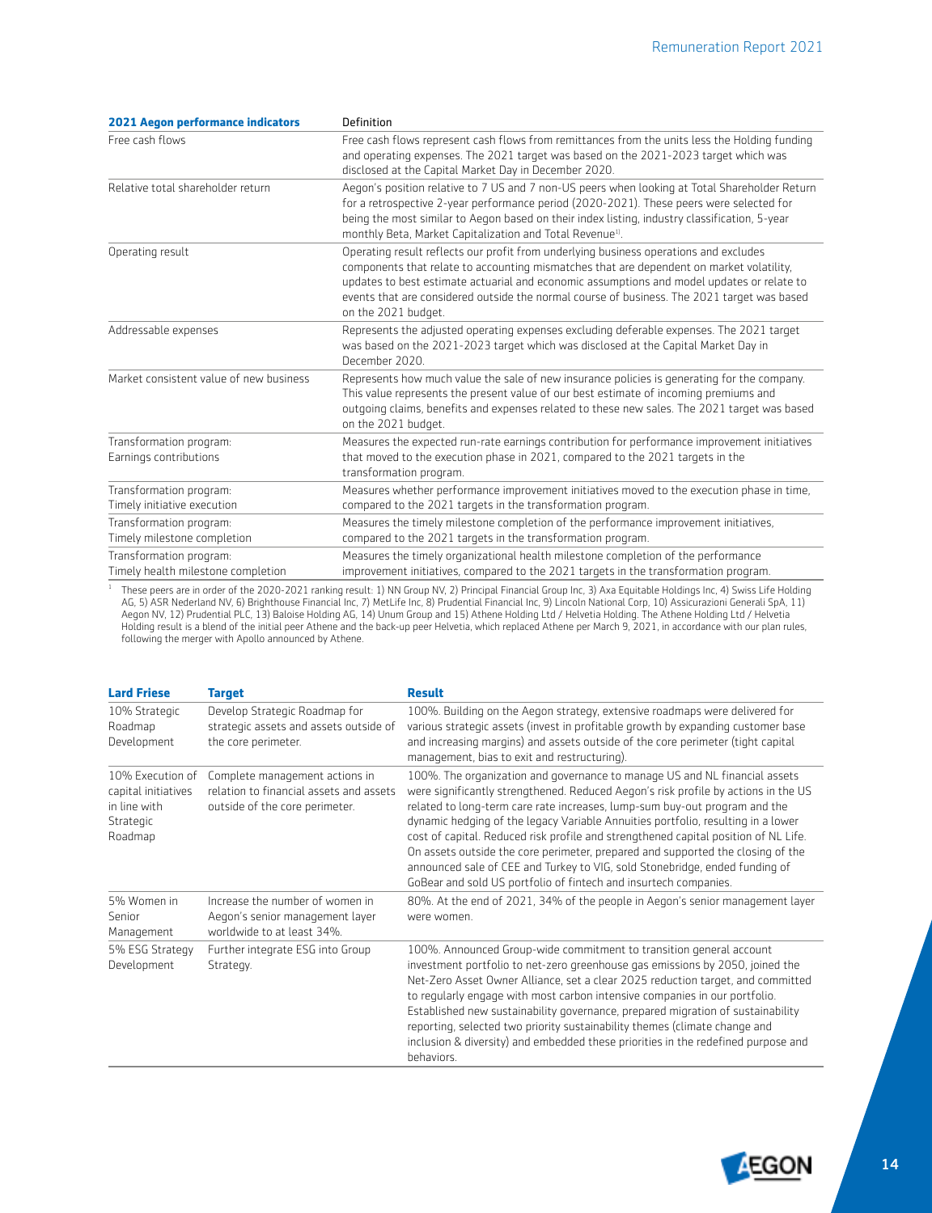| 2021 Aegon performance indicators | Definition |
|---|---|
| Free cash flows | Free cash flows represent cash flows from remittances from the units less the Holding funding and operating expenses. The 2021 target was based on the 2021-2023 target which was disclosed at the Capital Market Day in December 2020. |
| Relative total shareholder return | Aegon's position relative to 7 US and 7 non-US peers when looking at Total Shareholder Return for a retrospective 2-year performance period (2020-2021). These peers were selected for being the most similar to Aegon based on their index listing, industry classification, 5-year monthly Beta, Market Capitalization and Total Revenue[1]. |
| Operating result | Operating result reflects our profit from underlying business operations and excludes components that relate to accounting mismatches that are dependent on market volatility, updates to best estimate actuarial and economic assumptions and model updates or relate to events that are considered outside the normal course of business. The 2021 target was based on the 2021 budget. |
| Addressable expenses | Represents the adjusted operating expenses excluding deferable expenses. The 2021 target was based on the 2021-2023 target which was disclosed at the Capital Market Day in December 2020. |
| Market consistent value of new business | Represents how much value the sale of new insurance policies is generating for the company. This value represents the present value of our best estimate of incoming premiums and outgoing claims, benefits and expenses related to these new sales. The 2021 target was based on the 2021 budget. |
| Transformation program: Earnings contributions | Measures the expected run-rate earnings contribution for performance improvement initiatives that moved to the execution phase in 2021, compared to the 2021 targets in the transformation program. |
| Transformation program: Timely initiative execution | Measures whether performance improvement initiatives moved to the execution phase in time, compared to the 2021 targets in the transformation program. |
| Transformation program: Timely milestone completion | Measures the timely milestone completion of the performance improvement initiatives, compared to the 2021 targets in the transformation program. |
| Transformation program: Timely health milestone completion | Measures the timely organizational health milestone completion of the performance improvement initiatives, compared to the 2021 targets in the transformation program. |

[1] These peers are in order of the 2020-2021 ranking result: 1) NN Group NV, 2) Principal Financial Group Inc, 3) Axa Equitable Holdings Inc, 4) Swiss Life Holding AG, 5) ASR Nederland NV, 6) Brighthouse Financial Inc, 7) MetLife Inc, 8) Prudential Financial Inc, 9) Lincoln National Corp, 10) Assicurazioni Generali SpA, 11) Aegon NV, 12) Prudential PLC, 13) Baloise Holding AG, 14) Unum Group and 15) Athene Holding Ltd / Helvetia Holding. The Athene Holding Ltd / Helvetia Holding result is a blend of the initial peer Athene and the back-up peer Helvetia, which replaced Athene per March 9, 2021, in accordance with our plan rules, following the merger with Apollo announced by Athene.

| Lard Friese | Target | Result |
|---|---|---|
| 10% Strategic Roadmap Development | Develop Strategic Roadmap for strategic assets and assets outside of the core perimeter. | 100%. Building on the Aegon strategy, extensive roadmaps were delivered for various strategic assets (invest in profitable growth by expanding customer base and increasing margins) and assets outside of the core perimeter (tight capital management, bias to exit and restructuring). |
| 10% Execution of capital initiatives in line with Strategic Roadmap | Complete management actions in relation to financial assets and assets outside of the core perimeter. | 100%. The organization and governance to manage US and NL financial assets were significantly strengthened. Reduced Aegon's risk profile by actions in the US related to long-term care rate increases, lump-sum buy-out program and the dynamic hedging of the legacy Variable Annuities portfolio, resulting in a lower cost of capital. Reduced risk profile and strengthened capital position of NL Life. On assets outside the core perimeter, prepared and supported the closing of the announced sale of CEE and Turkey to VIG, sold Stonebridge, ended funding of GoBear and sold US portfolio of fintech and insurtech companies. |
| 5% Women in Senior Management | Increase the number of women in Aegon's senior management layer worldwide to at least 34%. | 80%. At the end of 2021, 34% of the people in Aegon's senior management layer were women. |
| 5% ESG Strategy Development | Further integrate ESG into Group Strategy. | 100%. Announced Group-wide commitment to transition general account investment portfolio to net-zero greenhouse gas emissions by 2050, joined the Net-Zero Asset Owner Alliance, set a clear 2025 reduction target, and committed to regularly engage with most carbon intensive companies in our portfolio. Established new sustainability governance, prepared migration of sustainability reporting, selected two priority sustainability themes (climate change and inclusion & diversity) and embedded these priorities in the redefined purpose and behaviors. |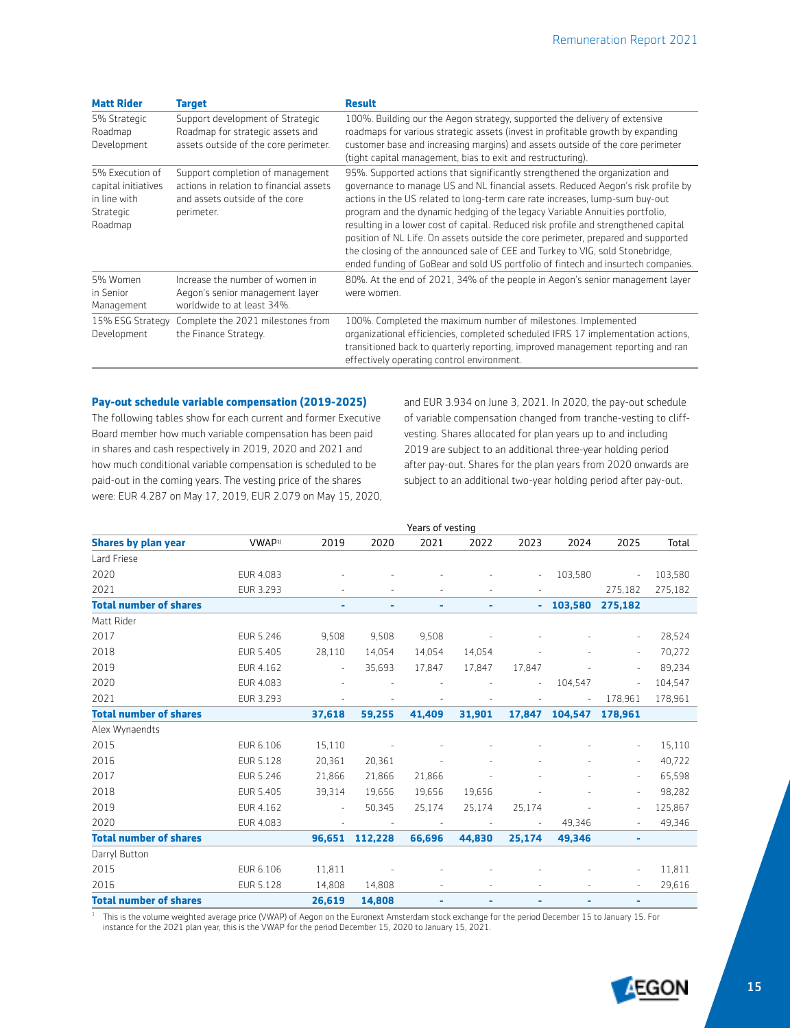| Matt Rider | Target | Result |
|---|---|---|
| 5% Strategic Roadmap Development | Support development of Strategic Roadmap for strategic assets and assets outside of the core perimeter. | 100%. Building our the Aegon strategy, supported the delivery of extensive roadmaps for various strategic assets (invest in profitable growth by expanding customer base and increasing margins) and assets outside of the core perimeter (tight capital management, bias to exit and restructuring). |
| 5% Execution of capital initiatives in line with Strategic Roadmap | Support completion of management actions in relation to financial assets and assets outside of the core perimeter. | 95%. Supported actions that significantly strengthened the organization and governance to manage US and NL financial assets. Reduced Aegon's risk profile by actions in the US related to long-term care rate increases, lump-sum buy-out program and the dynamic hedging of the legacy Variable Annuities portfolio, resulting in a lower cost of capital. Reduced risk profile and strengthened capital position of NL Life. On assets outside the core perimeter, prepared and supported the closing of the announced sale of CEE and Turkey to VIG, sold Stonebridge, ended funding of GoBear and sold US portfolio of fintech and insurtech companies. |
| 5% Women in Senior Management | Increase the number of women in Aegon's senior management layer worldwide to at least 34%. | 80%. At the end of 2021, 34% of the people in Aegon's senior management layer were women. |
| 15% ESG Strategy Development | Complete the 2021 milestones from the Finance Strategy. | 100%. Completed the maximum number of milestones. Implemented organizational efficiencies, completed scheduled IFRS 17 implementation actions, transitioned back to quarterly reporting, improved management reporting and ran effectively operating control environment. |

### Pay-out schedule variable compensation (2019-2025)

The following tables show for each current and former Executive Board member how much variable compensation has been paid in shares and cash respectively in 2019, 2020 and 2021 and how much conditional variable compensation is scheduled to be paid-out in the coming years. The vesting price of the shares were: EUR 4.287 on May 17, 2019, EUR 2.079 on May 15, 2020, and EUR 3.934 on June 3, 2021. In 2020, the pay-out schedule of variable compensation changed from tranche-vesting to cliff-vesting. Shares allocated for plan years up to and including 2019 are subject to an additional three-year holding period after pay-out. Shares for the plan years from 2020 onwards are subject to an additional two-year holding period after pay-out.

| | | Years of vesting | | | | | | | |
|---|---|---|---|---|---|---|---|---|---|
| **Shares by plan year** | VWAP[1] | 2019 | 2020 | 2021 | 2022 | 2023 | 2024 | 2025 | Total |
| Lard Friese | | | | | | | | | |
| 2020 | EUR 4.083 | - | - | - | - | - | 103,580 | - | 103,580 |
| 2021 | EUR 3.293 | - | - | - | - | - | | 275,182 | 275,182 |
| **Total number of shares** | | **-** | **-** | **-** | **-** | **-** | **103,580** | **275,182** | |
| Matt Rider | | | | | | | | | |
| 2017 | EUR 5.246 | 9,508 | 9,508 | 9,508 | - | - | - | - | 28,524 |
| 2018 | EUR 5.405 | 28,110 | 14,054 | 14,054 | 14,054 | - | - | - | 70,272 |
| 2019 | EUR 4.162 | - | 35,693 | 17,847 | 17,847 | 17,847 | - | - | 89,234 |
| 2020 | EUR 4.083 | - | - | - | - | - | 104,547 | - | 104,547 |
| 2021 | EUR 3.293 | - | - | - | - | - | - | 178,961 | 178,961 |
| **Total number of shares** | | **37,618** | **59,255** | **41,409** | **31,901** | **17,847** | **104,547** | **178,961** | |
| Alex Wynaendts | | | | | | | | | |
| 2015 | EUR 6.106 | 15,110 | - | - | - | - | - | - | 15,110 |
| 2016 | EUR 5.128 | 20,361 | 20,361 | - | - | - | - | - | 40,722 |
| 2017 | EUR 5.246 | 21,866 | 21,866 | 21,866 | - | - | - | - | 65,598 |
| 2018 | EUR 5.405 | 39,314 | 19,656 | 19,656 | 19,656 | - | - | - | 98,282 |
| 2019 | EUR 4.162 | - | 50,345 | 25,174 | 25,174 | 25,174 | - | - | 125,867 |
| 2020 | EUR 4.083 | - | - | - | - | - | 49,346 | - | 49,346 |
| **Total number of shares** | | **96,651** | **112,228** | **66,696** | **44,830** | **25,174** | **49,346** | **-** | |
| Darryl Button | | | | | | | | | |
| 2015 | EUR 6.106 | 11,811 | - | - | - | - | - | - | 11,811 |
| 2016 | EUR 5.128 | 14,808 | 14,808 | - | - | - | - | - | 29,616 |
| **Total number of shares** | | **26,619** | **14,808** | **-** | **-** | **-** | **-** | **-** | |

[1] This is the volume weighted average price (VWAP) of Aegon on the Euronext Amsterdam stock exchange for the period December 15 to January 15. For instance for the 2021 plan year, this is the VWAP for the period December 15, 2020 to January 15, 2021.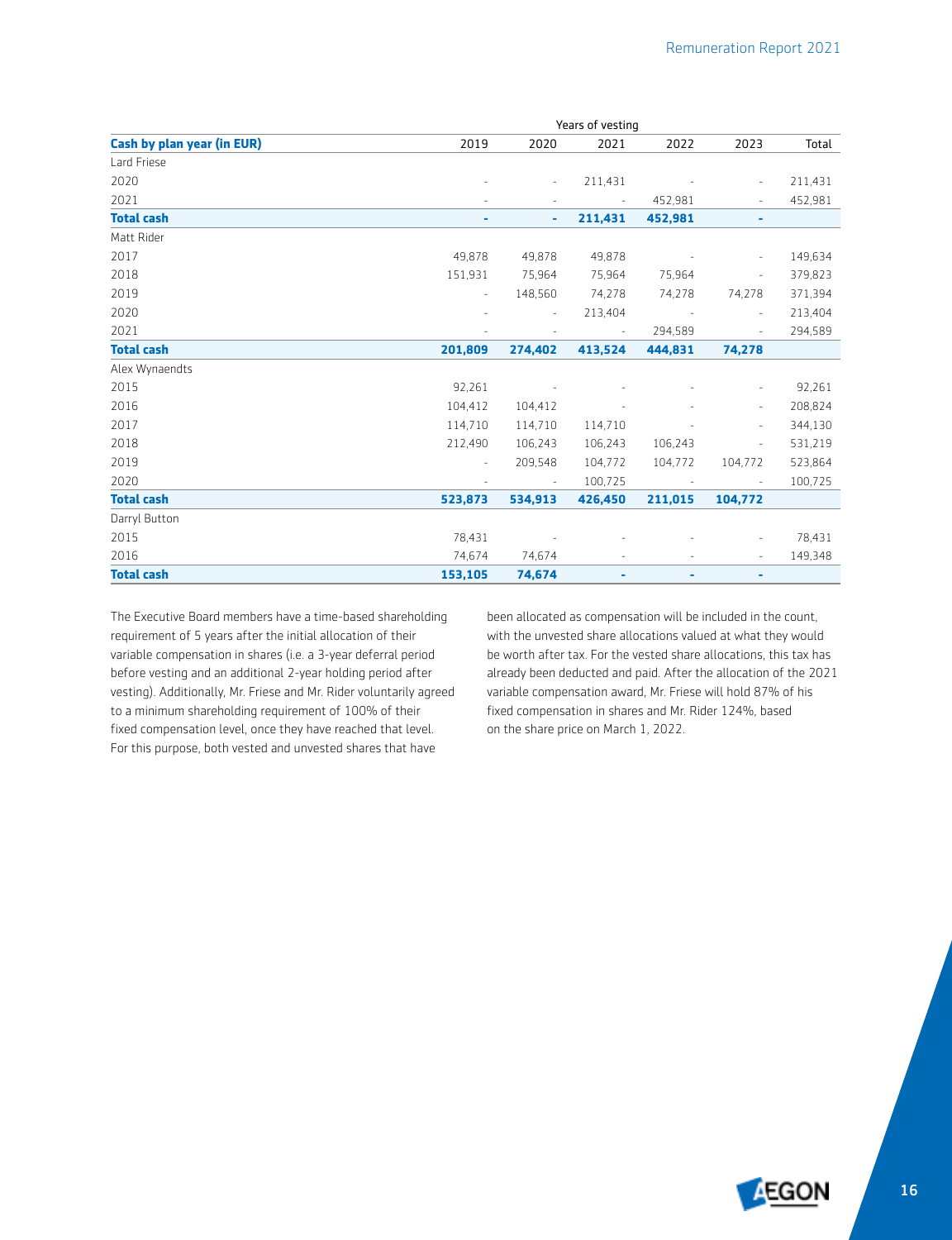| Cash by plan year (in EUR) | Years of vesting | | | | | |
|---|---|---|---|---|---|---|
| | 2019 | 2020 | 2021 | 2022 | 2023 | Total |
| Lard Friese | | | | | | |
| 2020 | - | - | 211,431 | - | - | 211,431 |
| 2021 | - | - | - | 452,981 | - | 452,981 |
| **Total cash** | **-** | **-** | **211,431** | **452,981** | **-** | |
| Matt Rider | | | | | | |
| 2017 | 49,878 | 49,878 | 49,878 | - | - | 149,634 |
| 2018 | 151,931 | 75,964 | 75,964 | 75,964 | - | 379,823 |
| 2019 | - | 148,560 | 74,278 | 74,278 | 74,278 | 371,394 |
| 2020 | - | - | 213,404 | - | - | 213,404 |
| 2021 | - | - | - | 294,589 | - | 294,589 |
| **Total cash** | **201,809** | **274,402** | **413,524** | **444,831** | **74,278** | |
| Alex Wynaendts | | | | | | |
| 2015 | 92,261 | - | - | - | - | 92,261 |
| 2016 | 104,412 | 104,412 | - | - | - | 208,824 |
| 2017 | 114,710 | 114,710 | 114,710 | - | - | 344,130 |
| 2018 | 212,490 | 106,243 | 106,243 | 106,243 | - | 531,219 |
| 2019 | - | 209,548 | 104,772 | 104,772 | 104,772 | 523,864 |
| 2020 | - | - | 100,725 | - | - | 100,725 |
| **Total cash** | **523,873** | **534,913** | **426,450** | **211,015** | **104,772** | |
| Darryl Button | | | | | | |
| 2015 | 78,431 | - | - | - | - | 78,431 |
| 2016 | 74,674 | 74,674 | - | - | - | 149,348 |
| **Total cash** | **153,105** | **74,674** | **-** | **-** | **-** | |

The Executive Board members have a time-based shareholding requirement of 5 years after the initial allocation of their variable compensation in shares (i.e. a 3-year deferral period before vesting and an additional 2-year holding period after vesting). Additionally, Mr. Friese and Mr. Rider voluntarily agreed to a minimum shareholding requirement of 100% of their fixed compensation level, once they have reached that level. For this purpose, both vested and unvested shares that have been allocated as compensation will be included in the count, with the unvested share allocations valued at what they would be worth after tax. For the vested share allocations, this tax has already been deducted and paid. After the allocation of the 2021 variable compensation award, Mr. Friese will hold 87% of his fixed compensation in shares and Mr. Rider 124%, based on the share price on March 1, 2022.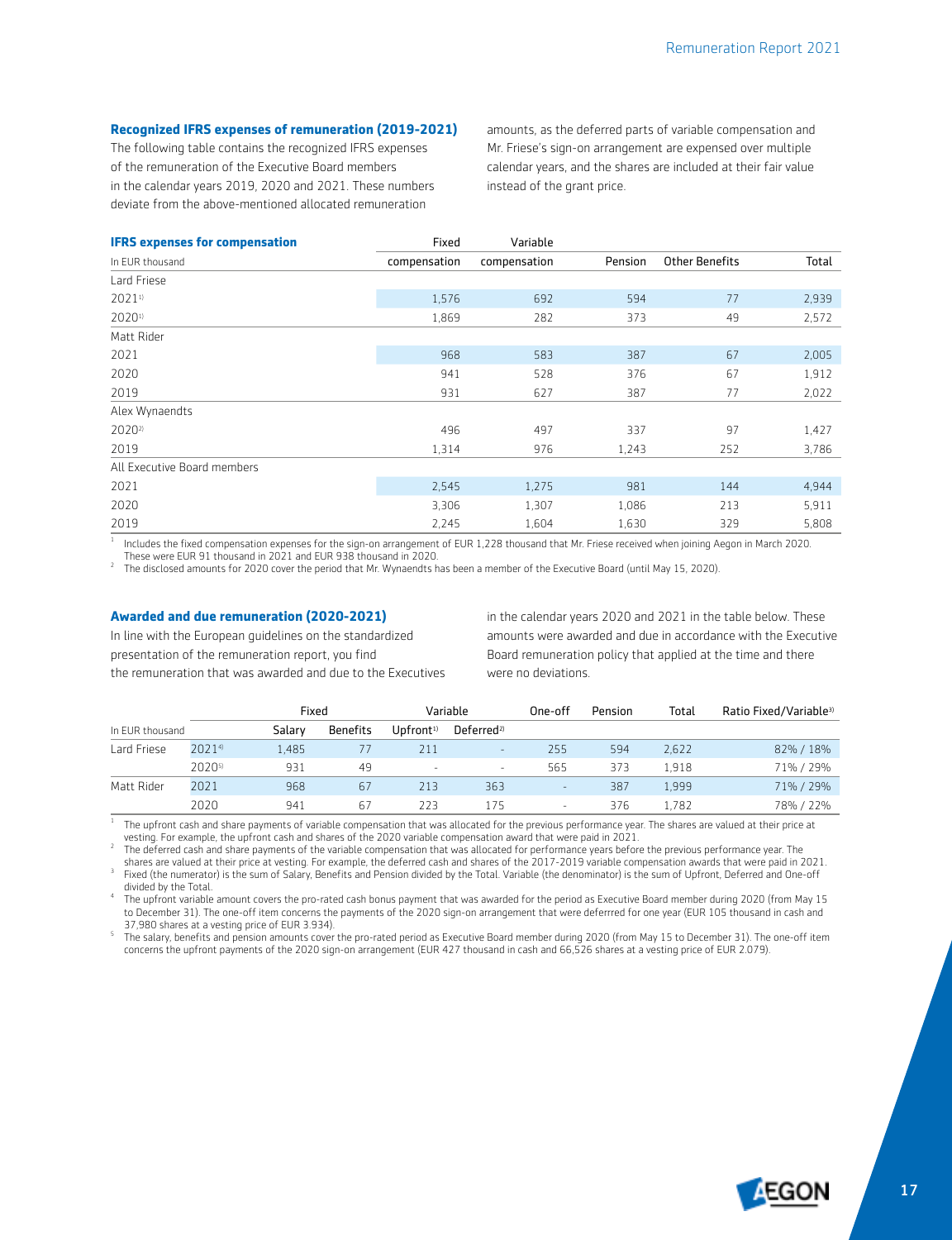### Recognized IFRS expenses of remuneration (2019-2021)

The following table contains the recognized IFRS expenses of the remuneration of the Executive Board members in the calendar years 2019, 2020 and 2021. These numbers deviate from the above-mentioned allocated remuneration amounts, as the deferred parts of variable compensation and Mr. Friese's sign-on arrangement are expensed over multiple calendar years, and the shares are included at their fair value instead of the grant price.

| IFRS expenses for compensation<br>In EUR thousand | Fixed compensation | Variable compensation | Pension | Other Benefits | Total |
|---|---|---|---|---|---|
| Lard Friese | | | | | |
| 2021[1] | 1,576 | 692 | 594 | 77 | 2,939 |
| 2020[1] | 1,869 | 282 | 373 | 49 | 2,572 |
| Matt Rider | | | | | |
| 2021 | 968 | 583 | 387 | 67 | 2,005 |
| 2020 | 941 | 528 | 376 | 67 | 1,912 |
| 2019 | 931 | 627 | 387 | 77 | 2,022 |
| Alex Wynaendts | | | | | |
| 2020[2] | 496 | 497 | 337 | 97 | 1,427 |
| 2019 | 1,314 | 976 | 1,243 | 252 | 3,786 |
| All Executive Board members | | | | | |
| 2021 | 2,545 | 1,275 | 981 | 144 | 4,944 |
| 2020 | 3,306 | 1,307 | 1,086 | 213 | 5,911 |
| 2019 | 2,245 | 1,604 | 1,630 | 329 | 5,808 |

1 Includes the fixed compensation expenses for the sign-on arrangement of EUR 1,228 thousand that Mr. Friese received when joining Aegon in March 2020. These were EUR 91 thousand in 2021 and EUR 938 thousand in 2020.
2 The disclosed amounts for 2020 cover the period that Mr. Wynaendts has been a member of the Executive Board (until May 15, 2020).

### Awarded and due remuneration (2020-2021)

In line with the European guidelines on the standardized presentation of the remuneration report, you find the remuneration that was awarded and due to the Executives in the calendar years 2020 and 2021 in the table below. These amounts were awarded and due in accordance with the Executive Board remuneration policy that applied at the time and there were no deviations.

| | | Fixed | | Variable | | One-off | Pension | Total | Ratio Fixed/Variable[3] |
|---|---|---|---|---|---|---|---|---|---|
| In EUR thousand | | Salary | Benefits | Upfront[1] | Deferred[2] | | | | |
| Lard Friese | 2021[4] | 1,485 | 77 | 211 | - | 255 | 594 | 2,622 | 82% / 18% |
| | 2020[5] | 931 | 49 | - | - | 565 | 373 | 1,918 | 71% / 29% |
| Matt Rider | 2021 | 968 | 67 | 213 | 363 | - | 387 | 1,999 | 71% / 29% |
| | 2020 | 941 | 67 | 223 | 175 | - | 376 | 1,782 | 78% / 22% |

1 The upfront cash and share payments of variable compensation that was allocated for the previous performance year. The shares are valued at their price at vesting. For example, the upfront cash and shares of the 2020 variable compensation award that were paid in 2021.
2 The deferred cash and share payments of the variable compensation that was allocated for performance years before the previous performance year. The shares are valued at their price at vesting. For example, the deferred cash and shares of the 2017-2019 variable compensation awards that were paid in 2021.
3 Fixed (the numerator) is the sum of Salary, Benefits and Pension divided by the Total. Variable (the denominator) is the sum of Upfront, Deferred and One-off divided by the Total.
4 The upfront variable amount covers the pro-rated cash bonus payment that was awarded for the period as Executive Board member during 2020 (from May 15 to December 31). The one-off item concerns the payments of the 2020 sign-on arrangement that were deferrred for one year (EUR 105 thousand in cash and 37,980 shares at a vesting price of EUR 3.934).
5 The salary, benefits and pension amounts cover the pro-rated period as Executive Board member during 2020 (from May 15 to December 31). The one-off item concerns the upfront payments of the 2020 sign-on arrangement (EUR 427 thousand in cash and 66,526 shares at a vesting price of EUR 2.079).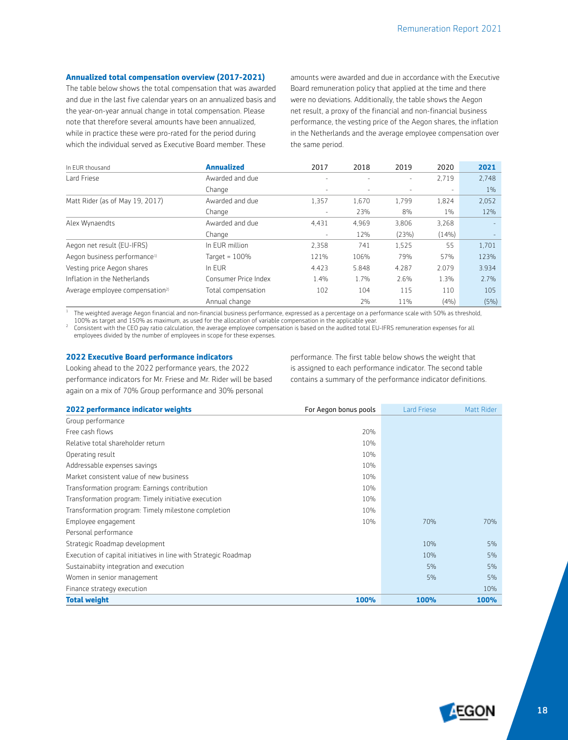### Annualized total compensation overview (2017-2021)

The table below shows the total compensation that was awarded and due in the last five calendar years on an annualized basis and the year-on-year annual change in total compensation. Please note that therefore several amounts have been annualized, while in practice these were pro-rated for the period during which the individual served as Executive Board member. These amounts were awarded and due in accordance with the Executive Board remuneration policy that applied at the time and there were no deviations. Additionally, the table shows the Aegon net result, a proxy of the financial and non-financial business performance, the vesting price of the Aegon shares, the inflation in the Netherlands and the average employee compensation over the same period.

| In EUR thousand | Annualized | 2017 | 2018 | 2019 | 2020 | 2021 |
|---|---|---|---|---|---|---|
| Lard Friese | Awarded and due | - | - | - | 2,719 | 2,748 |
| | Change | - | - | - | - | 1% |
| Matt Rider (as of May 19, 2017) | Awarded and due | 1,357 | 1,670 | 1,799 | 1,824 | 2,052 |
| | Change | - | 23% | 8% | 1% | 12% |
| Alex Wynaendts | Awarded and due | 4,431 | 4,969 | 3,806 | 3,268 | - |
| | Change | - | 12% | (23%) | (14%) | - |
| Aegon net result (EU-IFRS) | In EUR million | 2,358 | 741 | 1,525 | 55 | 1,701 |
| Aegon business performance[1] | Target = 100% | 121% | 106% | 79% | 57% | 123% |
| Vesting price Aegon shares | In EUR | 4.423 | 5.848 | 4.287 | 2.079 | 3.934 |
| Inflation in the Netherlands | Consumer Price Index | 1.4% | 1.7% | 2.6% | 1.3% | 2.7% |
| Average employee compensation[2] | Total compensation | 102 | 104 | 115 | 110 | 105 |
| | Annual change | | 2% | 11% | (4%) | (5%) |

1 The weighted average Aegon financial and non-financial business performance, expressed as a percentage on a performance scale with 50% as threshold, 100% as target and 150% as maximum, as used for the allocation of variable compensation in the applicable year.
2 Consistent with the CEO pay ratio calculation, the average employee compensation is based on the audited total EU-IFRS remuneration expenses for all employees divided by the number of employees in scope for these expenses.

### 2022 Executive Board performance indicators

Looking ahead to the 2022 performance years, the 2022 performance indicators for Mr. Friese and Mr. Rider will be based again on a mix of 70% Group performance and 30% personal performance. The first table below shows the weight that is assigned to each performance indicator. The second table contains a summary of the performance indicator definitions.

| 2022 performance indicator weights | For Aegon bonus pools | Lard Friese | Matt Rider |
|---|---|---|---|
| Group performance | | | |
| Free cash flows | 20% | | |
| Relative total shareholder return | 10% | | |
| Operating result | 10% | | |
| Addressable expenses savings | 10% | | |
| Market consistent value of new business | 10% | | |
| Transformation program: Earnings contribution | 10% | | |
| Transformation program: Timely initiative execution | 10% | | |
| Transformation program: Timely milestone completion | 10% | | |
| Employee engagement | 10% | 70% | 70% |
| Personal performance | | | |
| Strategic Roadmap development | | 10% | 5% |
| Execution of capital initiatives in line with Strategic Roadmap | | 10% | 5% |
| Sustainabiity integration and execution | | 5% | 5% |
| Women in senior management | | 5% | 5% |
| Finance strategy execution | | | 10% |
| **Total weight** | **100%** | **100%** | **100%** |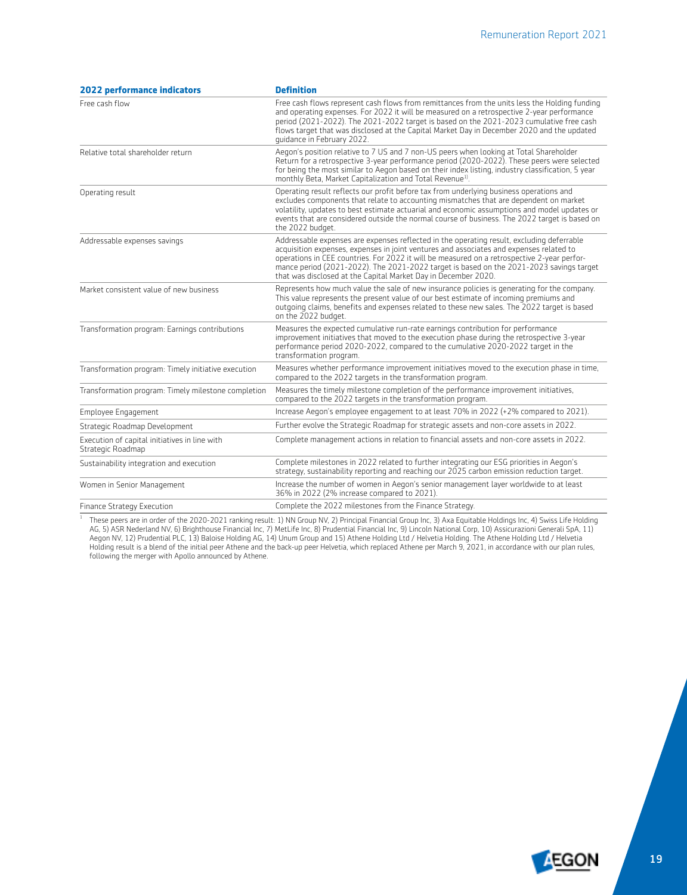| 2022 performance indicators | Definition |
| --- | --- |
| Free cash flow | Free cash flows represent cash flows from remittances from the units less the Holding funding and operating expenses. For 2022 it will be measured on a retrospective 2-year performance period (2021-2022). The 2021-2022 target is based on the 2021-2023 cumulative free cash flows target that was disclosed at the Capital Market Day in December 2020 and the updated guidance in February 2022. |
| Relative total shareholder return | Aegon's position relative to 7 US and 7 non-US peers when looking at Total Shareholder Return for a retrospective 3-year performance period (2020-2022). These peers were selected for being the most similar to Aegon based on their index listing, industry classification, 5 year monthly Beta, Market Capitalization and Total Revenue[1]. |
| Operating result | Operating result reflects our profit before tax from underlying business operations and excludes components that relate to accounting mismatches that are dependent on market volatility, updates to best estimate actuarial and economic assumptions and model updates or events that are considered outside the normal course of business. The 2022 target is based on the 2022 budget. |
| Addressable expenses savings | Addressable expenses are expenses reflected in the operating result, excluding deferrable acquisition expenses, expenses in joint ventures and associates and expenses related to operations in CEE countries. For 2022 it will be measured on a retrospective 2-year performance period (2021-2022). The 2021-2022 target is based on the 2021-2023 savings target that was disclosed at the Capital Market Day in December 2020. |
| Market consistent value of new business | Represents how much value the sale of new insurance policies is generating for the company. This value represents the present value of our best estimate of incoming premiums and outgoing claims, benefits and expenses related to these new sales. The 2022 target is based on the 2022 budget. |
| Transformation program: Earnings contributions | Measures the expected cumulative run-rate earnings contribution for performance improvement initiatives that moved to the execution phase during the retrospective 3-year performance period 2020-2022, compared to the cumulative 2020-2022 target in the transformation program. |
| Transformation program: Timely initiative execution | Measures whether performance improvement initiatives moved to the execution phase in time, compared to the 2022 targets in the transformation program. |
| Transformation program: Timely milestone completion | Measures the timely milestone completion of the performance improvement initiatives, compared to the 2022 targets in the transformation program. |
| Employee Engagement | Increase Aegon's employee engagement to at least 70% in 2022 (+2% compared to 2021). |
| Strategic Roadmap Development | Further evolve the Strategic Roadmap for strategic assets and non-core assets in 2022. |
| Execution of capital initiatives in line with Strategic Roadmap | Complete management actions in relation to financial assets and non-core assets in 2022. |
| Sustainability integration and execution | Complete milestones in 2022 related to further integrating our ESG priorities in Aegon's strategy, sustainability reporting and reaching our 2025 carbon emission reduction target. |
| Women in Senior Management | Increase the number of women in Aegon's senior management layer worldwide to at least 36% in 2022 (2% increase compared to 2021). |
| Finance Strategy Execution | Complete the 2022 milestones from the Finance Strategy. |

[1] These peers are in order of the 2020-2021 ranking result: 1) NN Group NV, 2) Principal Financial Group Inc, 3) Axa Equitable Holdings Inc, 4) Swiss Life Holding AG, 5) ASR Nederland NV, 6) Brighthouse Financial Inc, 7) MetLife Inc, 8) Prudential Financial Inc, 9) Lincoln National Corp, 10) Assicurazioni Generali SpA, 11) Aegon NV, 12) Prudential PLC, 13) Baloise Holding AG, 14) Unum Group and 15) Athene Holding Ltd / Helvetia Holding. The Athene Holding Ltd / Helvetia Holding result is a blend of the initial peer Athene and the back-up peer Helvetia, which replaced Athene per March 9, 2021, in accordance with our plan rules, following the merger with Apollo announced by Athene.